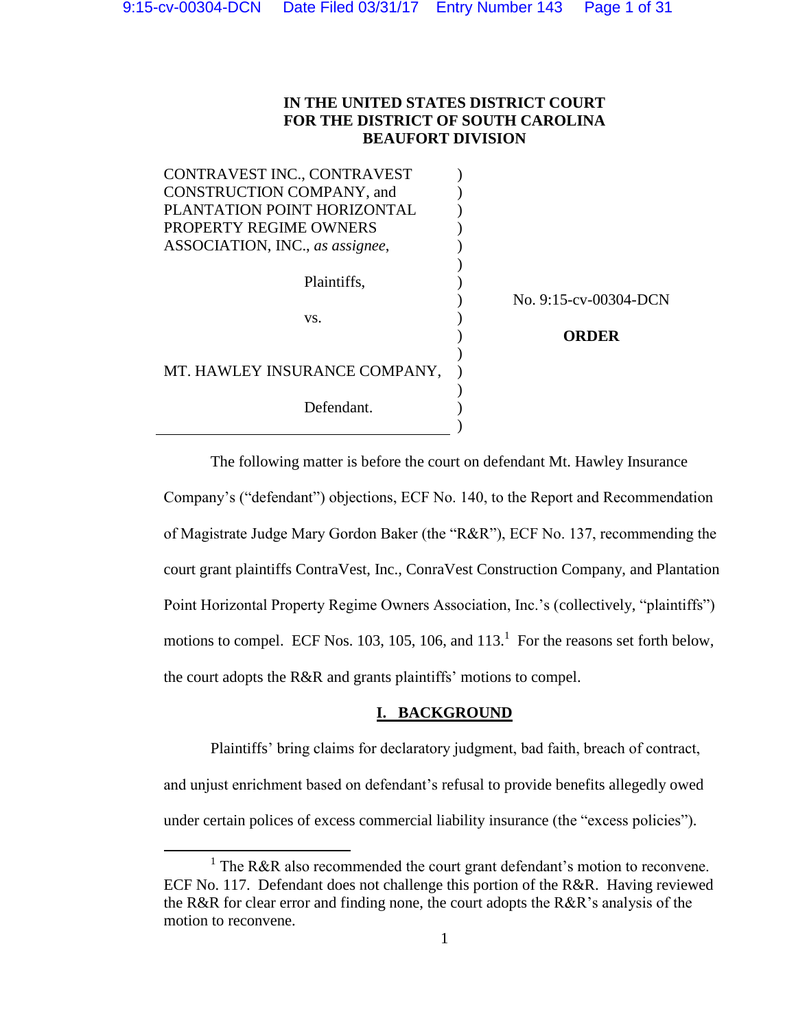**IN THE UNITED STATES DISTRICT COURT**
**FOR THE DISTRICT OF SOUTH CAROLINA**
**BEAUFORT DIVISION**

| | | |
|---|---|---|
| CONTRAVEST INC., CONTRAVEST CONSTRUCTION COMPANY, and PLANTATION POINT HORIZONTAL PROPERTY REGIME OWNERS ASSOCIATION, INC., *as assignee*, | ) | |
| Plaintifs, | ) | No. 9:15-cv-00304-DCN |
| vs. | ) | **ORDER** |
| MT. HAWLEY INSURANCE COMPANY, | ) | |
| Defendant. | ) | |

The following matter is before the court on defendant Mt. Hawley Insurance Company's ("defendant") objections, ECF No. 140, to the Report and Recommendation of Magistrate Judge Mary Gordon Baker (the "R&R"), ECF No. 137, recommending the court grant plaintiffs ContraVest, Inc., ConraVest Construction Company, and Plantation Point Horizontal Property Regime Owners Association, Inc.'s (collectively, "plaintiffs") motions to compel. ECF Nos. 103, 105, 106, and 113.[1] For the reasons set forth below, the court adopts the R&R and grants plaintiffs' motions to compel.

## I. BACKGROUND

Plaintiffs' bring claims for declaratory judgment, bad faith, breach of contract, and unjust enrichment based on defendant's refusal to provide benefits allegedly owed under certain polices of excess commercial liability insurance (the "excess policies").

[1] The R&R also recommended the court grant defendant's motion to reconvene. ECF No. 117. Defendant does not challenge this portion of the R&R. Having reviewed the R&R for clear error and finding none, the court adopts the R&R's analysis of the motion to reconvene.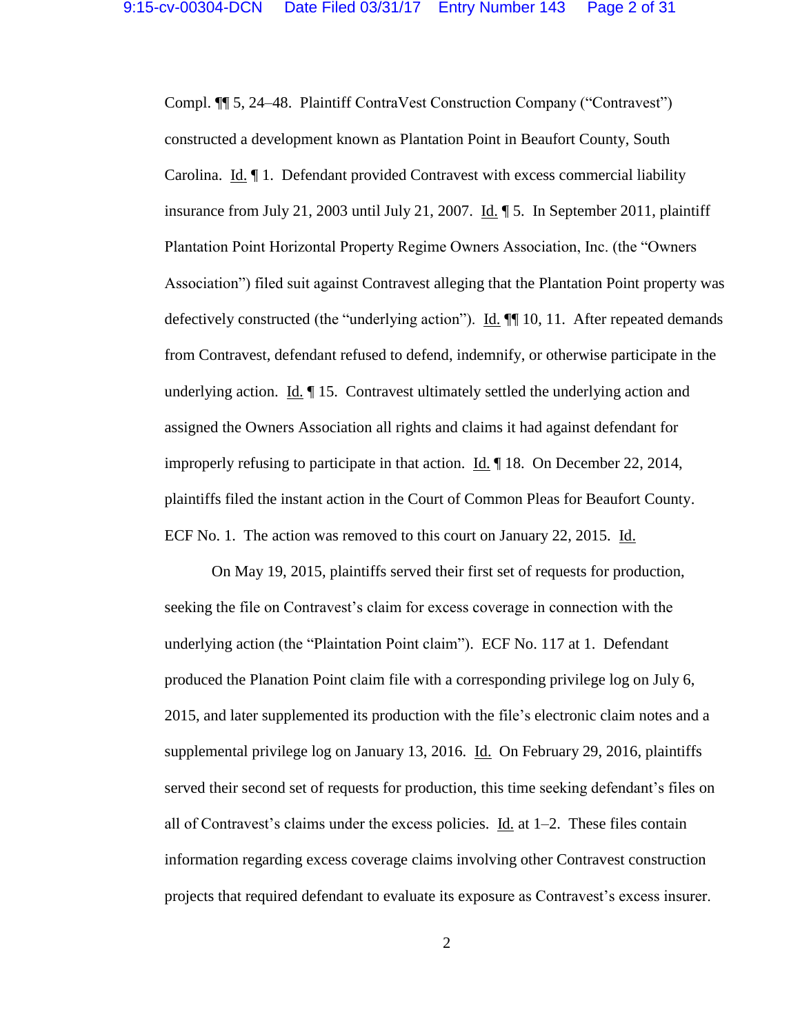Compl. ¶¶ 5, 24–48. Plaintiff ContraVest Construction Company ("Contravest") constructed a development known as Plantation Point in Beaufort County, South Carolina. Id. ¶ 1. Defendant provided Contravest with excess commercial liability insurance from July 21, 2003 until July 21, 2007. Id. ¶ 5. In September 2011, plaintiff Plantation Point Horizontal Property Regime Owners Association, Inc. (the "Owners Association") filed suit against Contravest alleging that the Plantation Point property was defectively constructed (the "underlying action"). Id. ¶¶ 10, 11. After repeated demands from Contravest, defendant refused to defend, indemnify, or otherwise participate in the underlying action. Id. ¶ 15. Contravest ultimately settled the underlying action and assigned the Owners Association all rights and claims it had against defendant for improperly refusing to participate in that action. Id. ¶ 18. On December 22, 2014, plaintiffs filed the instant action in the Court of Common Pleas for Beaufort County. ECF No. 1. The action was removed to this court on January 22, 2015. Id.

On May 19, 2015, plaintiffs served their first set of requests for production, seeking the file on Contravest's claim for excess coverage in connection with the underlying action (the "Plaintation Point claim"). ECF No. 117 at 1. Defendant produced the Planation Point claim file with a corresponding privilege log on July 6, 2015, and later supplemented its production with the file's electronic claim notes and a supplemental privilege log on January 13, 2016. Id. On February 29, 2016, plaintiffs served their second set of requests for production, this time seeking defendant's files on all of Contravest's claims under the excess policies. Id. at 1–2. These files contain information regarding excess coverage claims involving other Contravest construction projects that required defendant to evaluate its exposure as Contravest's excess insurer.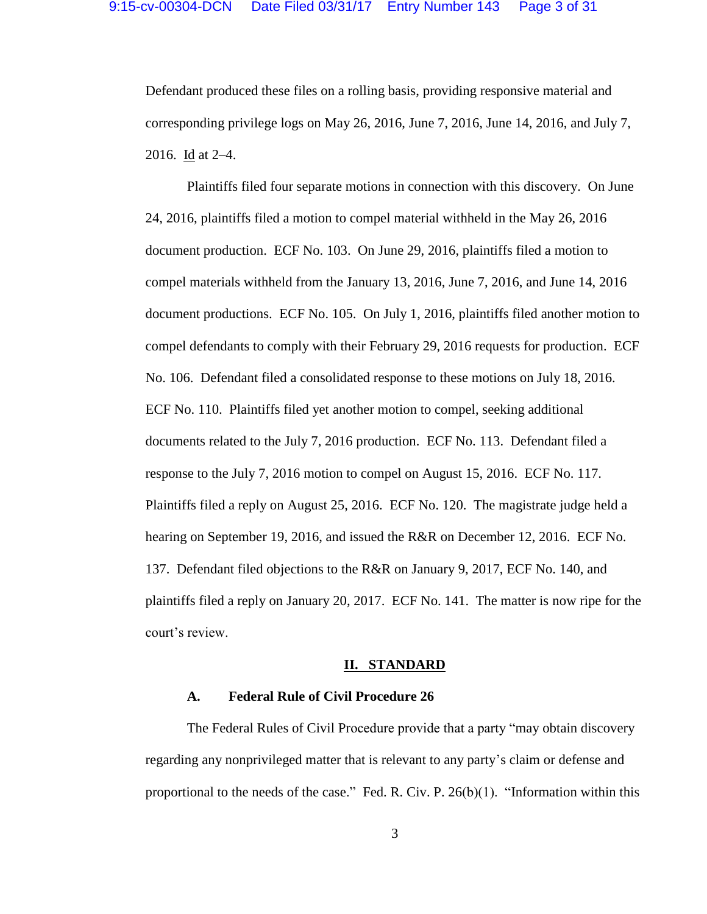Defendant produced these files on a rolling basis, providing responsive material and corresponding privilege logs on May 26, 2016, June 7, 2016, June 14, 2016, and July 7, 2016. Id at 2–4.

Plaintiffs filed four separate motions in connection with this discovery. On June 24, 2016, plaintiffs filed a motion to compel material withheld in the May 26, 2016 document production. ECF No. 103. On June 29, 2016, plaintiffs filed a motion to compel materials withheld from the January 13, 2016, June 7, 2016, and June 14, 2016 document productions. ECF No. 105. On July 1, 2016, plaintiffs filed another motion to compel defendants to comply with their February 29, 2016 requests for production. ECF No. 106. Defendant filed a consolidated response to these motions on July 18, 2016. ECF No. 110. Plaintiffs filed yet another motion to compel, seeking additional documents related to the July 7, 2016 production. ECF No. 113. Defendant filed a response to the July 7, 2016 motion to compel on August 15, 2016. ECF No. 117. Plaintiffs filed a reply on August 25, 2016. ECF No. 120. The magistrate judge held a hearing on September 19, 2016, and issued the R&R on December 12, 2016. ECF No. 137. Defendant filed objections to the R&R on January 9, 2017, ECF No. 140, and plaintiffs filed a reply on January 20, 2017. ECF No. 141. The matter is now ripe for the court's review.

## II. STANDARD

### A. Federal Rule of Civil Procedure 26

The Federal Rules of Civil Procedure provide that a party "may obtain discovery regarding any nonprivileged matter that is relevant to any party's claim or defense and proportional to the needs of the case." Fed. R. Civ. P. 26(b)(1). "Information within this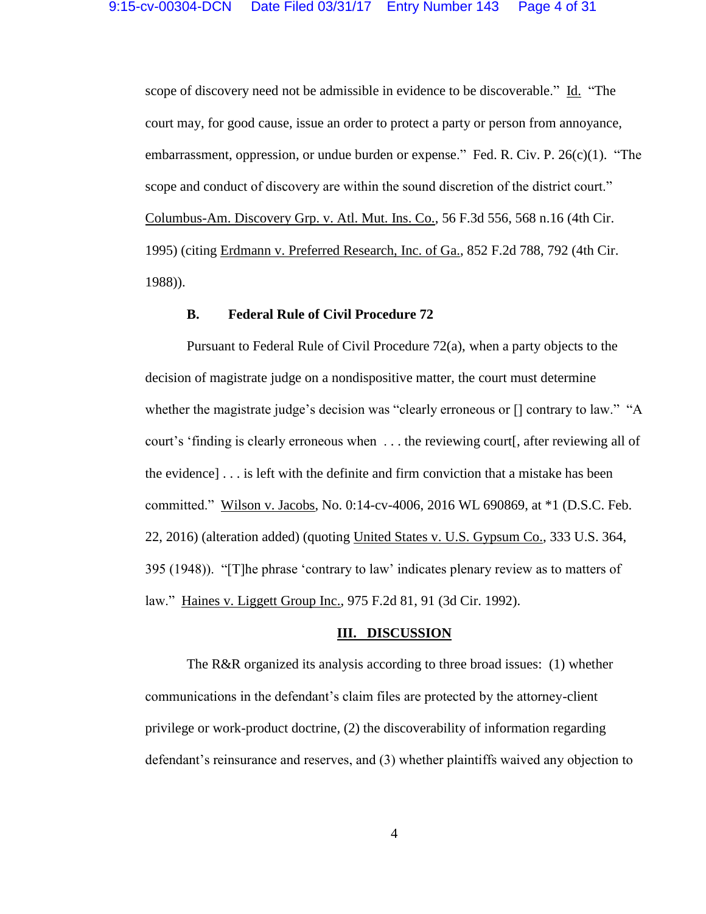scope of discovery need not be admissible in evidence to be discoverable." Id. "The court may, for good cause, issue an order to protect a party or person from annoyance, embarrassment, oppression, or undue burden or expense." Fed. R. Civ. P. 26(c)(1). "The scope and conduct of discovery are within the sound discretion of the district court." Columbus-Am. Discovery Grp. v. Atl. Mut. Ins. Co., 56 F.3d 556, 568 n.16 (4th Cir. 1995) (citing Erdmann v. Preferred Research, Inc. of Ga., 852 F.2d 788, 792 (4th Cir. 1988)).

### B. Federal Rule of Civil Procedure 72

Pursuant to Federal Rule of Civil Procedure 72(a), when a party objects to the decision of magistrate judge on a nondispositive matter, the court must determine whether the magistrate judge's decision was "clearly erroneous or [] contrary to law." "A court's 'finding is clearly erroneous when . . . the reviewing court[, after reviewing all of the evidence] . . . is left with the definite and firm conviction that a mistake has been committed." Wilson v. Jacobs, No. 0:14-cv-4006, 2016 WL 690869, at *1 (D.S.C. Feb. 22, 2016) (alteration added) (quoting United States v. U.S. Gypsum Co., 333 U.S. 364, 395 (1948)). "[T]he phrase 'contrary to law' indicates plenary review as to matters of law." Haines v. Liggett Group Inc., 975 F.2d 81, 91 (3d Cir. 1992).

## III. DISCUSSION

The R&R organized its analysis according to three broad issues: (1) whether communications in the defendant's claim files are protected by the attorney-client privilege or work-product doctrine, (2) the discoverability of information regarding defendant's reinsurance and reserves, and (3) whether plaintiffs waived any objection to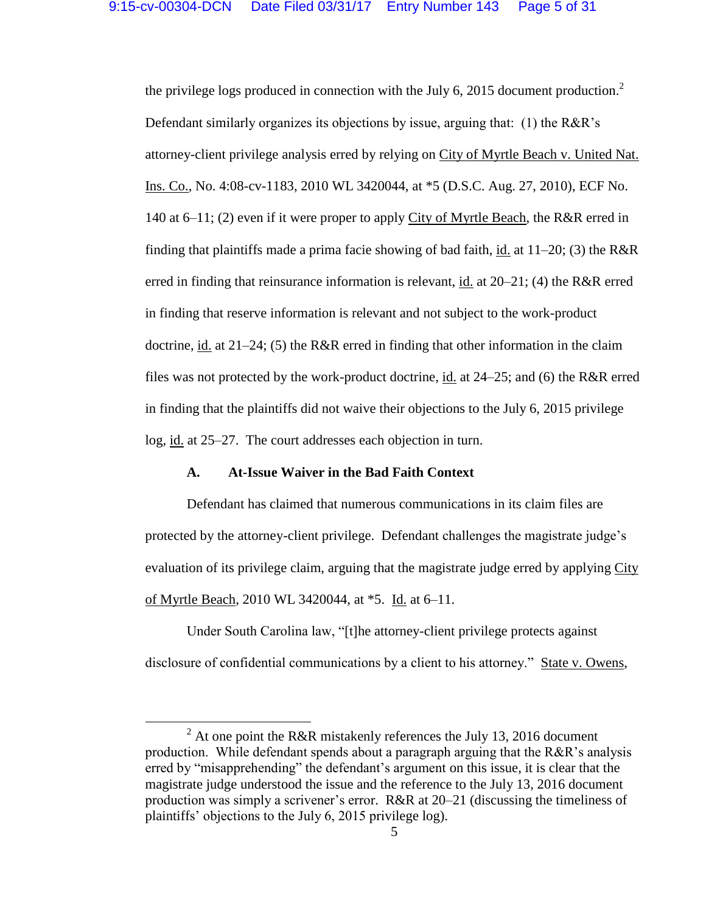the privilege logs produced in connection with the July 6, 2015 document production.[2] Defendant similarly organizes its objections by issue, arguing that: (1) the R&R's attorney-client privilege analysis erred by relying on City of Myrtle Beach v. United Nat. Ins. Co., No. 4:08-cv-1183, 2010 WL 3420044, at *5 (D.S.C. Aug. 27, 2010), ECF No. 140 at 6–11; (2) even if it were proper to apply City of Myrtle Beach, the R&R erred in finding that plaintiffs made a prima facie showing of bad faith, id. at 11–20; (3) the R&R erred in finding that reinsurance information is relevant, id. at 20–21; (4) the R&R erred in finding that reserve information is relevant and not subject to the work-product doctrine, id. at 21–24; (5) the R&R erred in finding that other information in the claim files was not protected by the work-product doctrine, id. at 24–25; and (6) the R&R erred in finding that the plaintiffs did not waive their objections to the July 6, 2015 privilege log, id. at 25–27. The court addresses each objection in turn.

**A. At-Issue Waiver in the Bad Faith Context**

Defendant has claimed that numerous communications in its claim files are protected by the attorney-client privilege. Defendant challenges the magistrate judge's evaluation of its privilege claim, arguing that the magistrate judge erred by applying City of Myrtle Beach, 2010 WL 3420044, at *5. Id. at 6–11.

Under South Carolina law, "[t]he attorney-client privilege protects against disclosure of confidential communications by a client to his attorney." State v. Owens,

[2] At one point the R&R mistakenly references the July 13, 2016 document production. While defendant spends about a paragraph arguing that the R&R's analysis erred by "misapprehending" the defendant's argument on this issue, it is clear that the magistrate judge understood the issue and the reference to the July 13, 2016 document production was simply a scrivener's error. R&R at 20–21 (discussing the timeliness of plaintiffs' objections to the July 6, 2015 privilege log).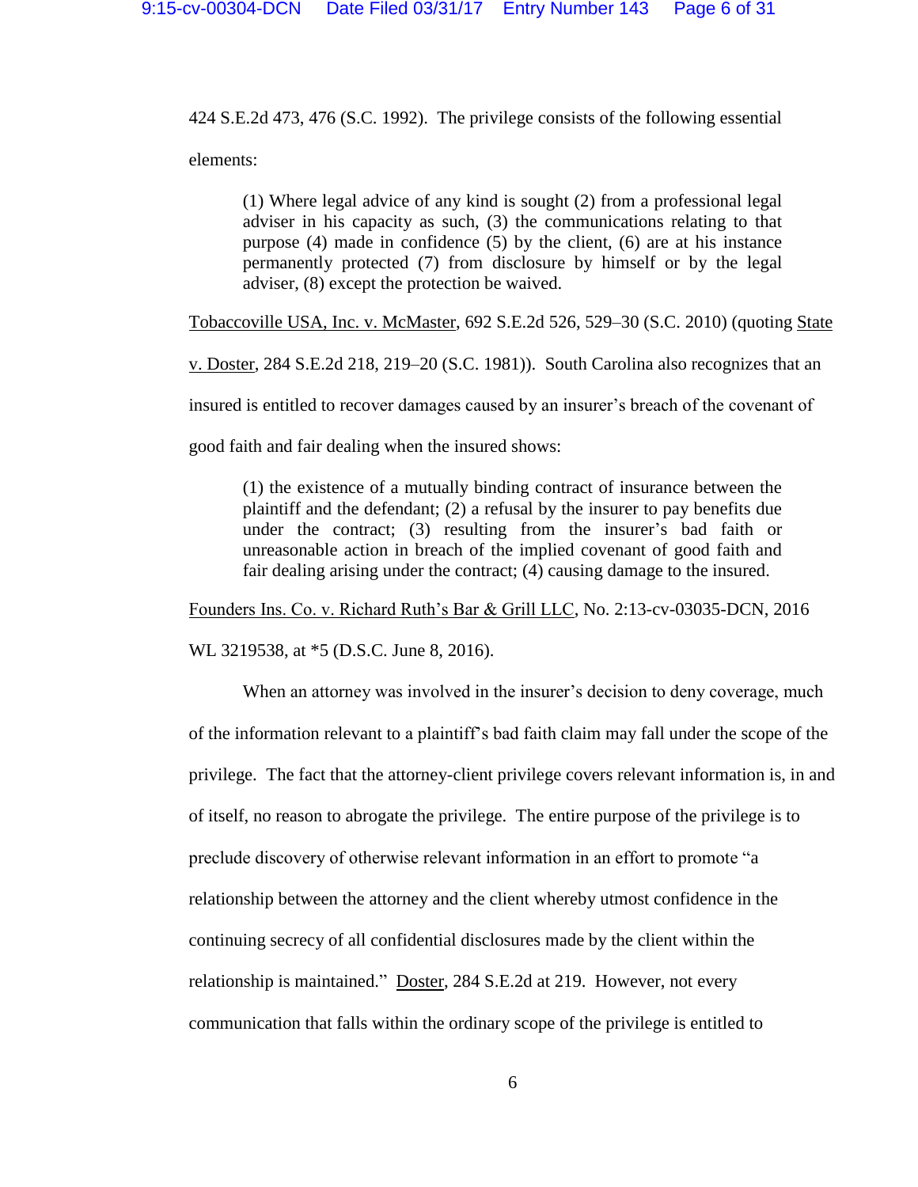424 S.E.2d 473, 476 (S.C. 1992). The privilege consists of the following essential elements:

> (1) Where legal advice of any kind is sought (2) from a professional legal adviser in his capacity as such, (3) the communications relating to that purpose (4) made in confidence (5) by the client, (6) are at his instance permanently protected (7) from disclosure by himself or by the legal adviser, (8) except the protection be waived.

Tobaccoville USA, Inc. v. McMaster, 692 S.E.2d 526, 529–30 (S.C. 2010) (quoting State v. Doster, 284 S.E.2d 218, 219–20 (S.C. 1981)). South Carolina also recognizes that an insured is entitled to recover damages caused by an insurer's breach of the covenant of good faith and fair dealing when the insured shows:

> (1) the existence of a mutually binding contract of insurance between the plaintiff and the defendant; (2) a refusal by the insurer to pay benefits due under the contract; (3) resulting from the insurer's bad faith or unreasonable action in breach of the implied covenant of good faith and fair dealing arising under the contract; (4) causing damage to the insured.

Founders Ins. Co. v. Richard Ruth's Bar & Grill LLC, No. 2:13-cv-03035-DCN, 2016 WL 3219538, at *5 (D.S.C. June 8, 2016).

When an attorney was involved in the insurer's decision to deny coverage, much of the information relevant to a plaintiff's bad faith claim may fall under the scope of the privilege. The fact that the attorney-client privilege covers relevant information is, in and of itself, no reason to abrogate the privilege. The entire purpose of the privilege is to preclude discovery of otherwise relevant information in an effort to promote "a relationship between the attorney and the client whereby utmost confidence in the continuing secrecy of all confidential disclosures made by the client within the relationship is maintained." Doster, 284 S.E.2d at 219. However, not every communication that falls within the ordinary scope of the privilege is entitled to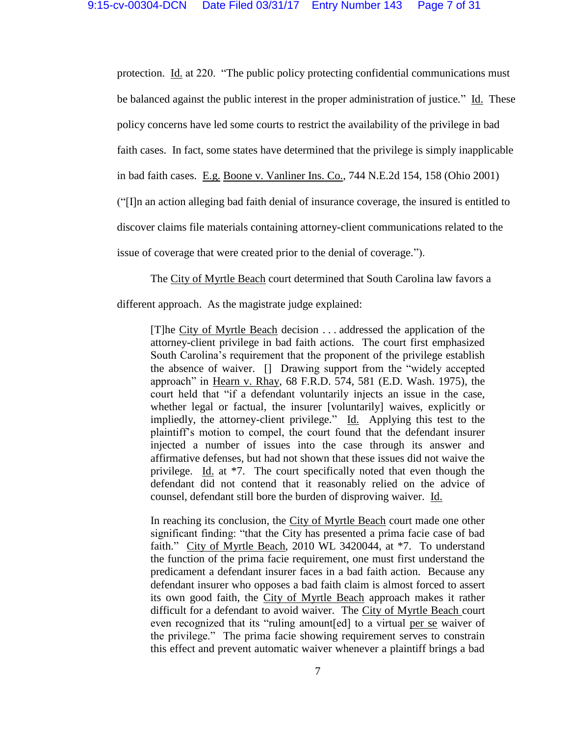protection. Id. at 220. "The public policy protecting confidential communications must be balanced against the public interest in the proper administration of justice." Id. These policy concerns have led some courts to restrict the availability of the privilege in bad faith cases. In fact, some states have determined that the privilege is simply inapplicable in bad faith cases. E.g. Boone v. Vanliner Ins. Co., 744 N.E.2d 154, 158 (Ohio 2001) ("[I]n an action alleging bad faith denial of insurance coverage, the insured is entitled to discover claims file materials containing attorney-client communications related to the issue of coverage that were created prior to the denial of coverage.").

The City of Myrtle Beach court determined that South Carolina law favors a different approach. As the magistrate judge explained:

> [T]he City of Myrtle Beach decision . . . addressed the application of the attorney-client privilege in bad faith actions. The court first emphasized South Carolina's requirement that the proponent of the privilege establish the absence of waiver. [] Drawing support from the "widely accepted approach" in Hearn v. Rhay, 68 F.R.D. 574, 581 (E.D. Wash. 1975), the court held that "if a defendant voluntarily injects an issue in the case, whether legal or factual, the insurer [voluntarily] waives, explicitly or impliedly, the attorney-client privilege." Id. Applying this test to the plaintiff's motion to compel, the court found that the defendant insurer injected a number of issues into the case through its answer and affirmative defenses, but had not shown that these issues did not waive the privilege. Id. at *7. The court specifically noted that even though the defendant did not contend that it reasonably relied on the advice of counsel, defendant still bore the burden of disproving waiver. Id.
>
> In reaching its conclusion, the City of Myrtle Beach court made one other significant finding: "that the City has presented a prima facie case of bad faith." City of Myrtle Beach, 2010 WL 3420044, at *7. To understand the function of the prima facie requirement, one must first understand the predicament a defendant insurer faces in a bad faith action. Because any defendant insurer who opposes a bad faith claim is almost forced to assert its own good faith, the City of Myrtle Beach approach makes it rather difficult for a defendant to avoid waiver. The City of Myrtle Beach court even recognized that its "ruling amount[ed] to a virtual per se waiver of the privilege." The prima facie showing requirement serves to constrain this effect and prevent automatic waiver whenever a plaintiff brings a bad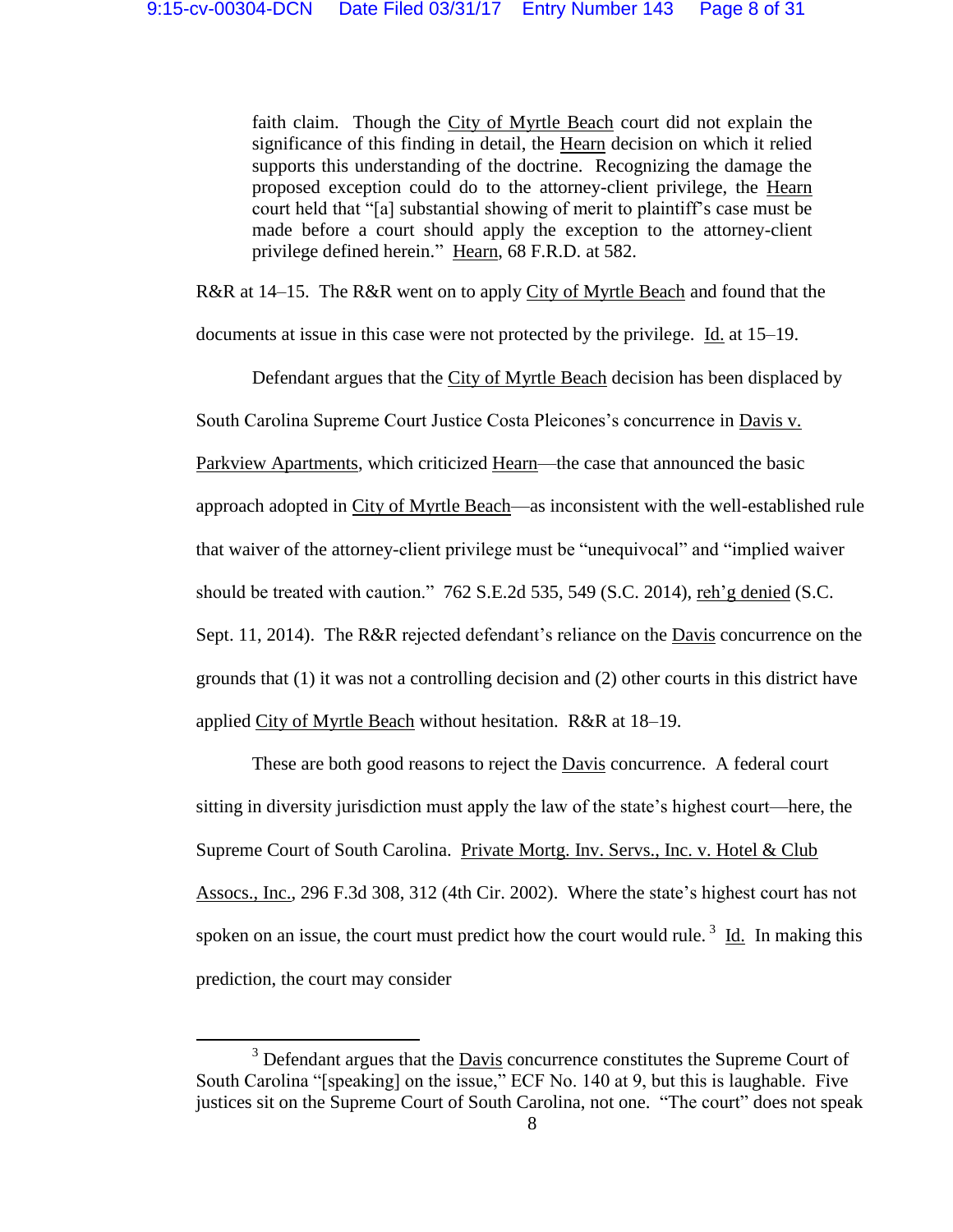> faith claim. Though the City of Myrtle Beach court did not explain the significance of this finding in detail, the Hearn decision on which it relied supports this understanding of the doctrine. Recognizing the damage the proposed exception could do to the attorney-client privilege, the Hearn court held that "[a] substantial showing of merit to plaintiff's case must be made before a court should apply the exception to the attorney-client privilege defined herein." Hearn, 68 F.R.D. at 582.

R&R at 14–15. The R&R went on to apply City of Myrtle Beach and found that the documents at issue in this case were not protected by the privilege. Id. at 15–19.

Defendant argues that the City of Myrtle Beach decision has been displaced by South Carolina Supreme Court Justice Costa Pleicones's concurrence in Davis v. Parkview Apartments, which criticized Hearn—the case that announced the basic approach adopted in City of Myrtle Beach—as inconsistent with the well-established rule that waiver of the attorney-client privilege must be "unequivocal" and "implied waiver should be treated with caution." 762 S.E.2d 535, 549 (S.C. 2014), reh'g denied (S.C. Sept. 11, 2014). The R&R rejected defendant's reliance on the Davis concurrence on the grounds that (1) it was not a controlling decision and (2) other courts in this district have applied City of Myrtle Beach without hesitation. R&R at 18–19.

These are both good reasons to reject the Davis concurrence. A federal court sitting in diversity jurisdiction must apply the law of the state's highest court—here, the Supreme Court of South Carolina. Private Mortg. Inv. Servs., Inc. v. Hotel & Club Assocs., Inc., 296 F.3d 308, 312 (4th Cir. 2002). Where the state's highest court has not spoken on an issue, the court must predict how the court would rule.[3] Id. In making this prediction, the court may consider

[3] Defendant argues that the Davis concurrence constitutes the Supreme Court of South Carolina "[speaking] on the issue," ECF No. 140 at 9, but this is laughable. Five justices sit on the Supreme Court of South Carolina, not one. "The court" does not speak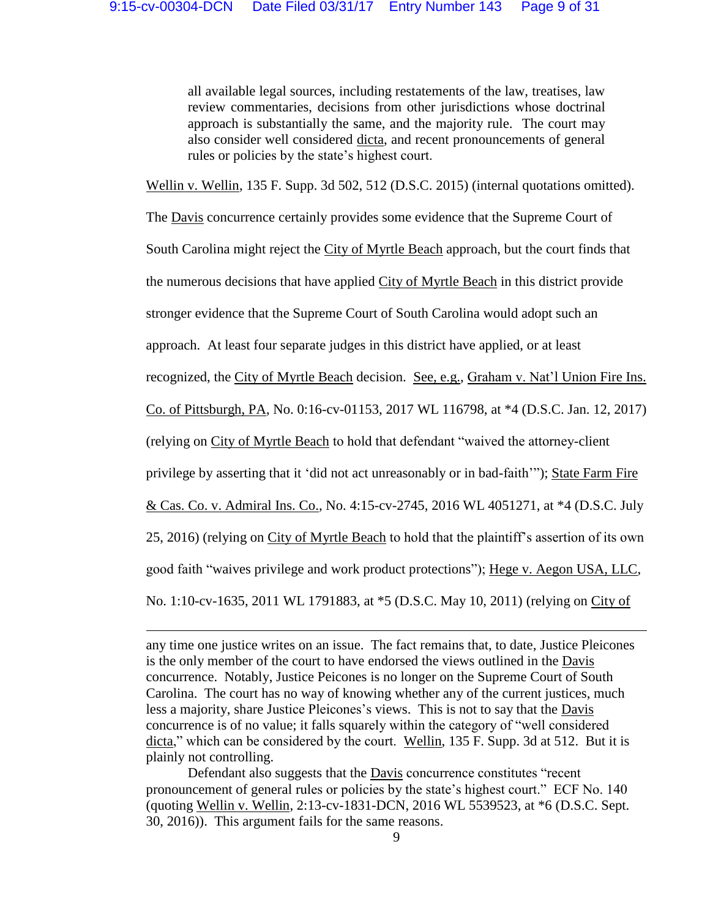> all available legal sources, including restatements of the law, treatises, law review commentaries, decisions from other jurisdictions whose doctrinal approach is substantially the same, and the majority rule. The court may also consider well considered dicta, and recent pronouncements of general rules or policies by the state's highest court.

Wellin v. Wellin, 135 F. Supp. 3d 502, 512 (D.S.C. 2015) (internal quotations omitted). The Davis concurrence certainly provides some evidence that the Supreme Court of South Carolina might reject the City of Myrtle Beach approach, but the court finds that the numerous decisions that have applied City of Myrtle Beach in this district provide stronger evidence that the Supreme Court of South Carolina would adopt such an approach. At least four separate judges in this district have applied, or at least recognized, the City of Myrtle Beach decision. See, e.g., Graham v. Nat'l Union Fire Ins. Co. of Pittsburgh, PA, No. 0:16-cv-01153, 2017 WL 116798, at *4 (D.S.C. Jan. 12, 2017) (relying on City of Myrtle Beach to hold that defendant "waived the attorney-client privilege by asserting that it 'did not act unreasonably or in bad-faith'"); State Farm Fire & Cas. Co. v. Admiral Ins. Co., No. 4:15-cv-2745, 2016 WL 4051271, at *4 (D.S.C. July 25, 2016) (relying on City of Myrtle Beach to hold that the plaintiff's assertion of its own good faith "waives privilege and work product protections"); Hege v. Aegon USA, LLC, No. 1:10-cv-1635, 2011 WL 1791883, at *5 (D.S.C. May 10, 2011) (relying on City of

---

any time one justice writes on an issue. The fact remains that, to date, Justice Pleicones is the only member of the court to have endorsed the views outlined in the Davis concurrence. Notably, Justice Peicones is no longer on the Supreme Court of South Carolina. The court has no way of knowing whether any of the current justices, much less a majority, share Justice Pleicones's views. This is not to say that the Davis concurrence is of no value; it falls squarely within the category of "well considered dicta," which can be considered by the court. Wellin, 135 F. Supp. 3d at 512. But it is plainly not controlling.

Defendant also suggests that the Davis concurrence constitutes "recent pronouncement of general rules or policies by the state's highest court." ECF No. 140 (quoting Wellin v. Wellin, 2:13-cv-1831-DCN, 2016 WL 5539523, at *6 (D.S.C. Sept. 30, 2016)). This argument fails for the same reasons.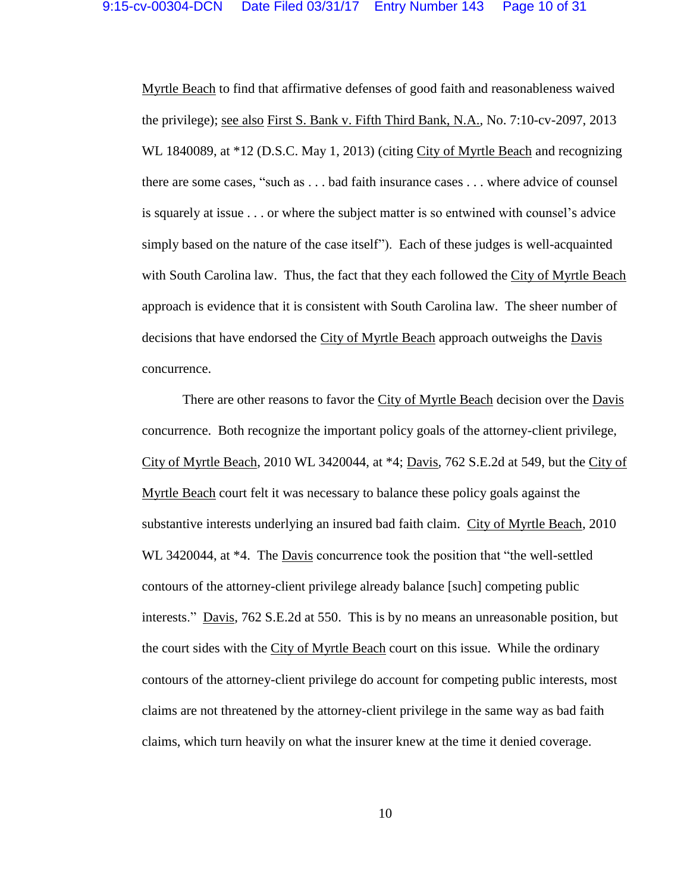Myrtle Beach to find that affirmative defenses of good faith and reasonableness waived the privilege); see also First S. Bank v. Fifth Third Bank, N.A., No. 7:10-cv-2097, 2013 WL 1840089, at *12 (D.S.C. May 1, 2013) (citing City of Myrtle Beach and recognizing there are some cases, "such as . . . bad faith insurance cases . . . where advice of counsel is squarely at issue . . . or where the subject matter is so entwined with counsel's advice simply based on the nature of the case itself"). Each of these judges is well-acquainted with South Carolina law. Thus, the fact that they each followed the City of Myrtle Beach approach is evidence that it is consistent with South Carolina law. The sheer number of decisions that have endorsed the City of Myrtle Beach approach outweighs the Davis concurrence.

There are other reasons to favor the City of Myrtle Beach decision over the Davis concurrence. Both recognize the important policy goals of the attorney-client privilege, City of Myrtle Beach, 2010 WL 3420044, at *4; Davis, 762 S.E.2d at 549, but the City of Myrtle Beach court felt it was necessary to balance these policy goals against the substantive interests underlying an insured bad faith claim. City of Myrtle Beach, 2010 WL 3420044, at *4. The Davis concurrence took the position that "the well-settled contours of the attorney-client privilege already balance [such] competing public interests." Davis, 762 S.E.2d at 550. This is by no means an unreasonable position, but the court sides with the City of Myrtle Beach court on this issue. While the ordinary contours of the attorney-client privilege do account for competing public interests, most claims are not threatened by the attorney-client privilege in the same way as bad faith claims, which turn heavily on what the insurer knew at the time it denied coverage.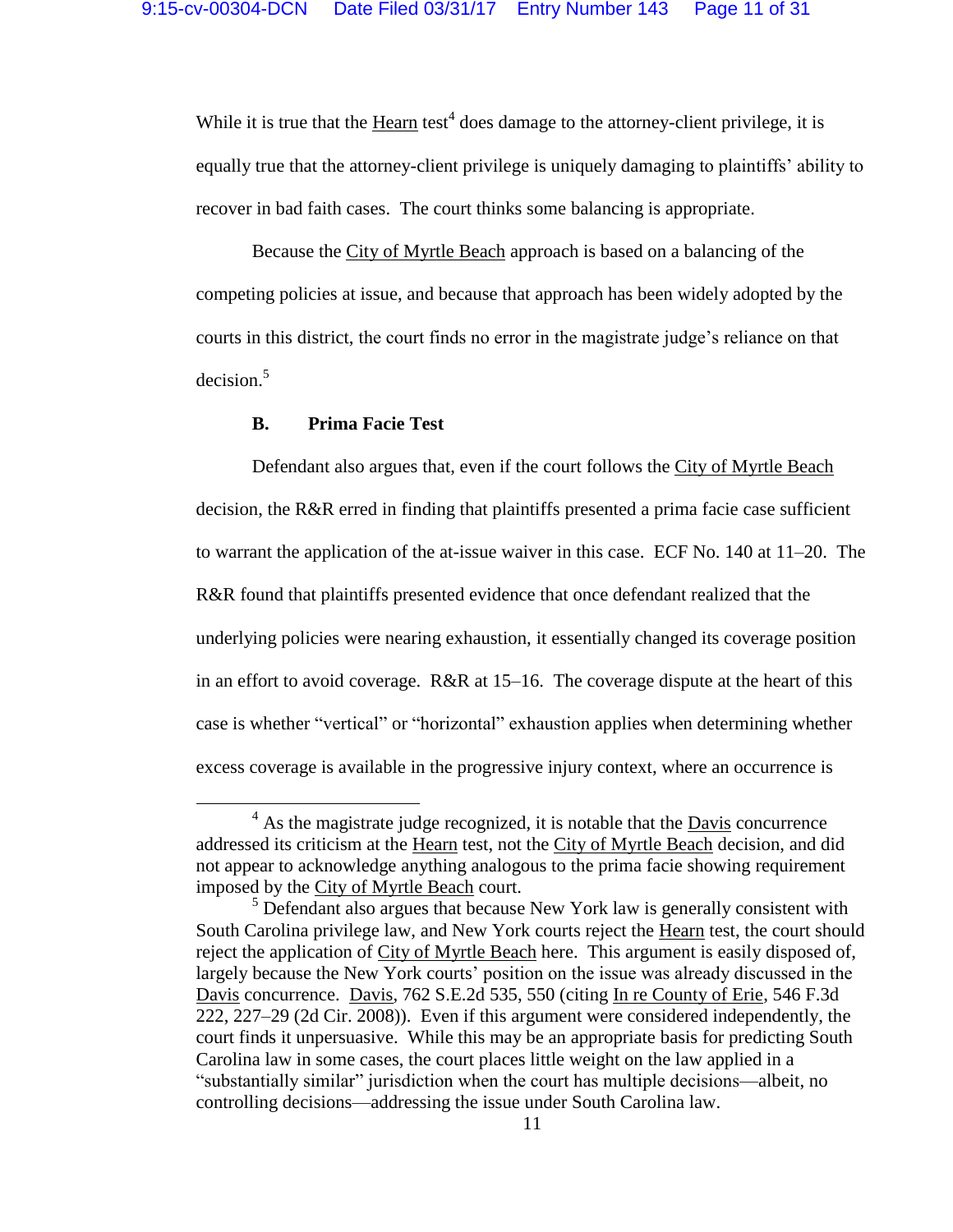While it is true that the Hearn test[4] does damage to the attorney-client privilege, it is equally true that the attorney-client privilege is uniquely damaging to plaintiffs' ability to recover in bad faith cases. The court thinks some balancing is appropriate.

Because the City of Myrtle Beach approach is based on a balancing of the competing policies at issue, and because that approach has been widely adopted by the courts in this district, the court finds no error in the magistrate judge's reliance on that decision.[5]

**B. Prima Facie Test**

Defendant also argues that, even if the court follows the City of Myrtle Beach decision, the R&R erred in finding that plaintiffs presented a prima facie case sufficient to warrant the application of the at-issue waiver in this case. ECF No. 140 at 11–20. The R&R found that plaintiffs presented evidence that once defendant realized that the underlying policies were nearing exhaustion, it essentially changed its coverage position in an effort to avoid coverage. R&R at 15–16. The coverage dispute at the heart of this case is whether "vertical" or "horizontal" exhaustion applies when determining whether excess coverage is available in the progressive injury context, where an occurrence is

---

[4] As the magistrate judge recognized, it is notable that the Davis concurrence addressed its criticism at the Hearn test, not the City of Myrtle Beach decision, and did not appear to acknowledge anything analogous to the prima facie showing requirement imposed by the City of Myrtle Beach court.

[5] Defendant also argues that because New York law is generally consistent with South Carolina privilege law, and New York courts reject the Hearn test, the court should reject the application of City of Myrtle Beach here. This argument is easily disposed of, largely because the New York courts' position on the issue was already discussed in the Davis concurrence. Davis, 762 S.E.2d 535, 550 (citing In re County of Erie, 546 F.3d 222, 227–29 (2d Cir. 2008)). Even if this argument were considered independently, the court finds it unpersuasive. While this may be an appropriate basis for predicting South Carolina law in some cases, the court places little weight on the law applied in a "substantially similar" jurisdiction when the court has multiple decisions—albeit, no controlling decisions—addressing the issue under South Carolina law.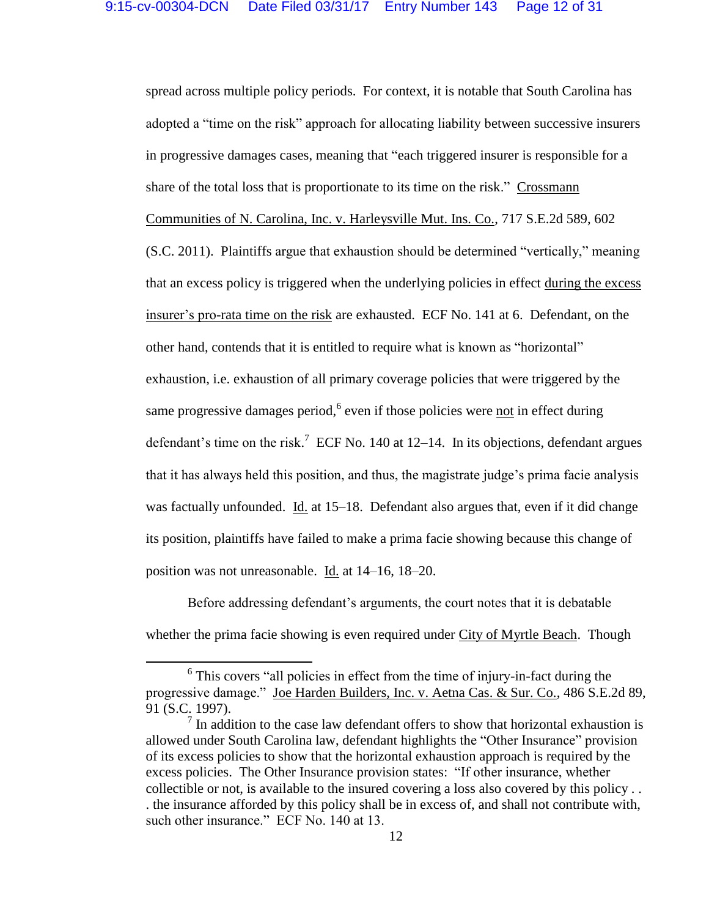spread across multiple policy periods. For context, it is notable that South Carolina has adopted a "time on the risk" approach for allocating liability between successive insurers in progressive damages cases, meaning that "each triggered insurer is responsible for a share of the total loss that is proportionate to its time on the risk." Crossmann Communities of N. Carolina, Inc. v. Harleysville Mut. Ins. Co., 717 S.E.2d 589, 602 (S.C. 2011). Plaintiffs argue that exhaustion should be determined "vertically," meaning that an excess policy is triggered when the underlying policies in effect during the excess insurer's pro-rata time on the risk are exhausted. ECF No. 141 at 6. Defendant, on the other hand, contends that it is entitled to require what is known as "horizontal" exhaustion, i.e. exhaustion of all primary coverage policies that were triggered by the same progressive damages period,[6] even if those policies were not in effect during defendant's time on the risk.[7] ECF No. 140 at 12–14. In its objections, defendant argues that it has always held this position, and thus, the magistrate judge's prima facie analysis was factually unfounded. Id. at 15–18. Defendant also argues that, even if it did change its position, plaintiffs have failed to make a prima facie showing because this change of position was not unreasonable. Id. at 14–16, 18–20.

Before addressing defendant's arguments, the court notes that it is debatable whether the prima facie showing is even required under City of Myrtle Beach. Though

---

[6] This covers "all policies in effect from the time of injury-in-fact during the progressive damage." Joe Harden Builders, Inc. v. Aetna Cas. & Sur. Co., 486 S.E.2d 89, 91 (S.C. 1997).

[7] In addition to the case law defendant offers to show that horizontal exhaustion is allowed under South Carolina law, defendant highlights the "Other Insurance" provision of its excess policies to show that the horizontal exhaustion approach is required by the excess policies. The Other Insurance provision states: "If other insurance, whether collectible or not, is available to the insured covering a loss also covered by this policy . . . the insurance afforded by this policy shall be in excess of, and shall not contribute with, such other insurance." ECF No. 140 at 13.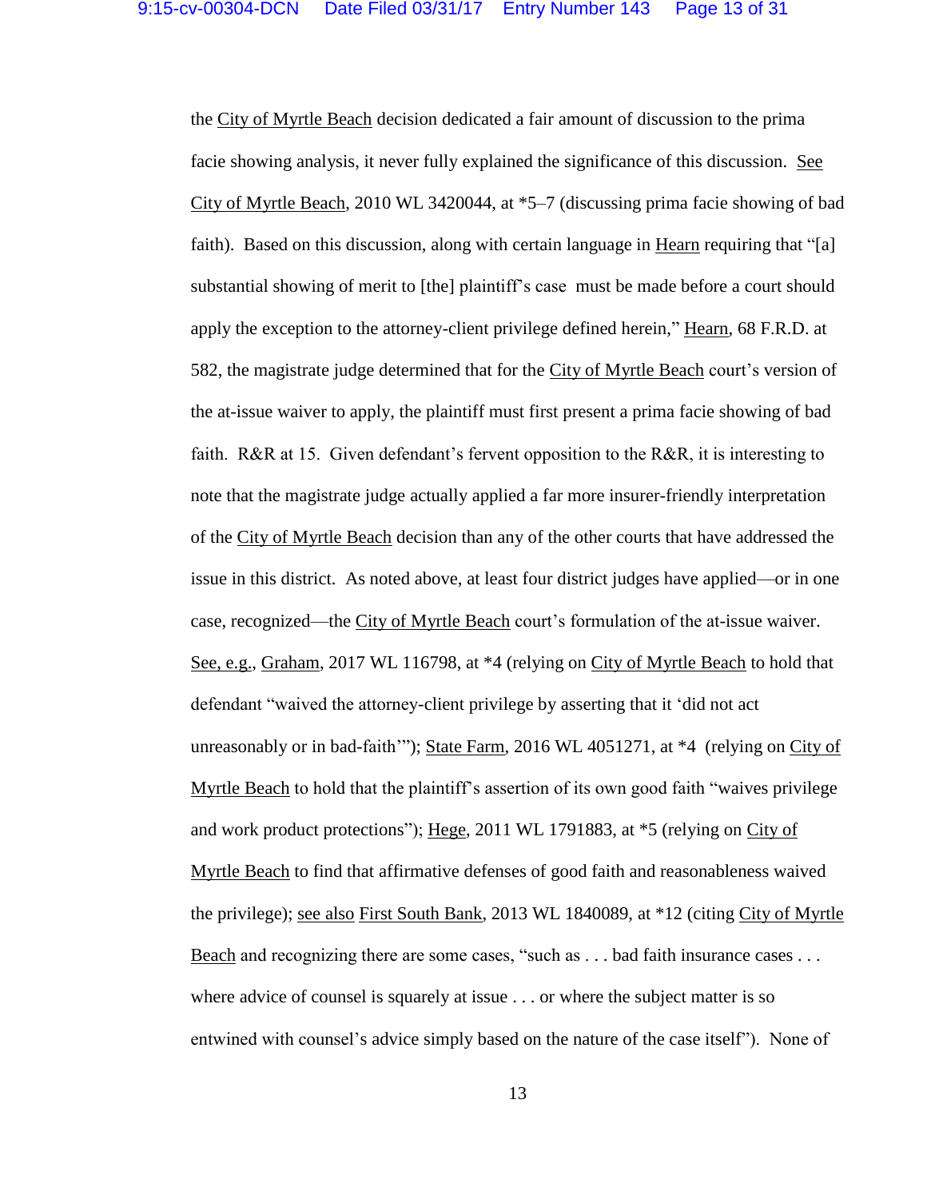the City of Myrtle Beach decision dedicated a fair amount of discussion to the prima facie showing analysis, it never fully explained the significance of this discussion. See City of Myrtle Beach, 2010 WL 3420044, at *5–7 (discussing prima facie showing of bad faith). Based on this discussion, along with certain language in Hearn requiring that "[a] substantial showing of merit to [the] plaintiff's case must be made before a court should apply the exception to the attorney-client privilege defined herein," Hearn, 68 F.R.D. at 582, the magistrate judge determined that for the City of Myrtle Beach court's version of the at-issue waiver to apply, the plaintiff must first present a prima facie showing of bad faith. R&R at 15. Given defendant's fervent opposition to the R&R, it is interesting to note that the magistrate judge actually applied a far more insurer-friendly interpretation of the City of Myrtle Beach decision than any of the other courts that have addressed the issue in this district. As noted above, at least four district judges have applied—or in one case, recognized—the City of Myrtle Beach court's formulation of the at-issue waiver. See, e.g., Graham, 2017 WL 116798, at *4 (relying on City of Myrtle Beach to hold that defendant "waived the attorney-client privilege by asserting that it 'did not act unreasonably or in bad-faith'"); State Farm, 2016 WL 4051271, at *4 (relying on City of Myrtle Beach to hold that the plaintiff's assertion of its own good faith "waives privilege and work product protections"); Hege, 2011 WL 1791883, at *5 (relying on City of Myrtle Beach to find that affirmative defenses of good faith and reasonableness waived the privilege); see also First South Bank, 2013 WL 1840089, at *12 (citing City of Myrtle Beach and recognizing there are some cases, "such as . . . bad faith insurance cases . . . where advice of counsel is squarely at issue . . . or where the subject matter is so entwined with counsel's advice simply based on the nature of the case itself"). None of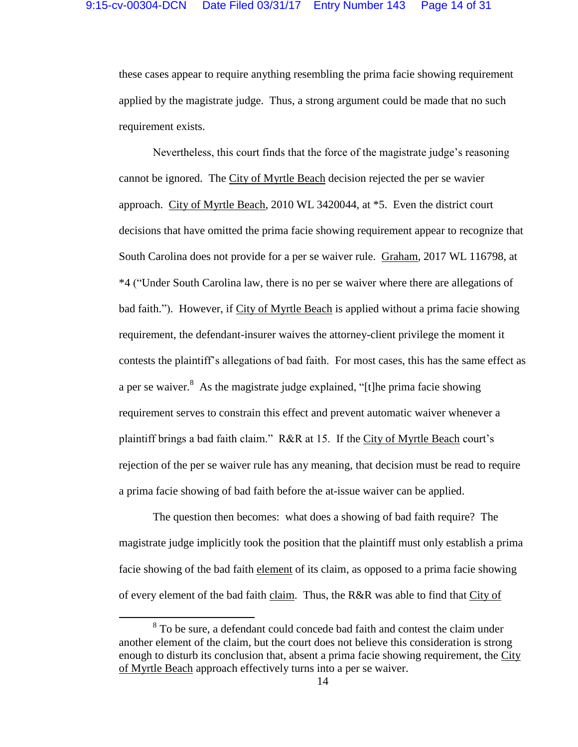these cases appear to require anything resembling the prima facie showing requirement applied by the magistrate judge. Thus, a strong argument could be made that no such requirement exists.

Nevertheless, this court finds that the force of the magistrate judge's reasoning cannot be ignored. The City of Myrtle Beach decision rejected the per se wavier approach. City of Myrtle Beach, 2010 WL 3420044, at *5. Even the district court decisions that have omitted the prima facie showing requirement appear to recognize that South Carolina does not provide for a per se waiver rule. Graham, 2017 WL 116798, at *4 ("Under South Carolina law, there is no per se waiver where there are allegations of bad faith."). However, if City of Myrtle Beach is applied without a prima facie showing requirement, the defendant-insurer waives the attorney-client privilege the moment it contests the plaintiff's allegations of bad faith. For most cases, this has the same effect as a per se waiver.[8] As the magistrate judge explained, "[t]he prima facie showing requirement serves to constrain this effect and prevent automatic waiver whenever a plaintiff brings a bad faith claim." R&R at 15. If the City of Myrtle Beach court's rejection of the per se waiver rule has any meaning, that decision must be read to require a prima facie showing of bad faith before the at-issue waiver can be applied.

The question then becomes: what does a showing of bad faith require? The magistrate judge implicitly took the position that the plaintiff must only establish a prima facie showing of the bad faith element of its claim, as opposed to a prima facie showing of every element of the bad faith claim. Thus, the R&R was able to find that City of

---

[8] To be sure, a defendant could concede bad faith and contest the claim under another element of the claim, but the court does not believe this consideration is strong enough to disturb its conclusion that, absent a prima facie showing requirement, the City of Myrtle Beach approach effectively turns into a per se waiver.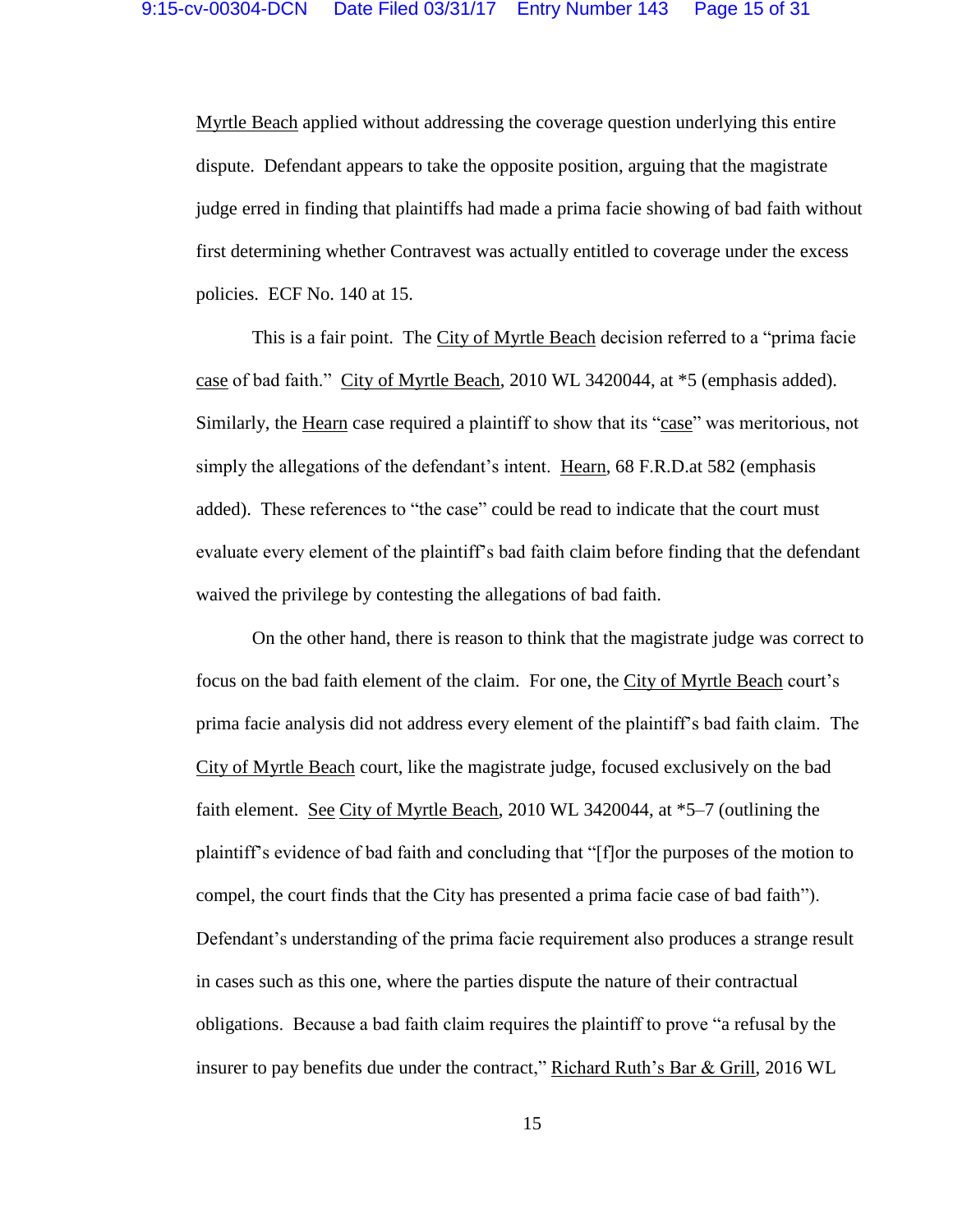Myrtle Beach applied without addressing the coverage question underlying this entire dispute. Defendant appears to take the opposite position, arguing that the magistrate judge erred in finding that plaintiffs had made a prima facie showing of bad faith without first determining whether Contravest was actually entitled to coverage under the excess policies. ECF No. 140 at 15.

This is a fair point. The City of Myrtle Beach decision referred to a "prima facie case of bad faith." City of Myrtle Beach, 2010 WL 3420044, at *5 (emphasis added). Similarly, the Hearn case required a plaintiff to show that its "case" was meritorious, not simply the allegations of the defendant's intent. Hearn, 68 F.R.D.at 582 (emphasis added). These references to "the case" could be read to indicate that the court must evaluate every element of the plaintiff's bad faith claim before finding that the defendant waived the privilege by contesting the allegations of bad faith.

On the other hand, there is reason to think that the magistrate judge was correct to focus on the bad faith element of the claim. For one, the City of Myrtle Beach court's prima facie analysis did not address every element of the plaintiff's bad faith claim. The City of Myrtle Beach court, like the magistrate judge, focused exclusively on the bad faith element. See City of Myrtle Beach, 2010 WL 3420044, at *5–7 (outlining the plaintiff's evidence of bad faith and concluding that "[f]or the purposes of the motion to compel, the court finds that the City has presented a prima facie case of bad faith"). Defendant's understanding of the prima facie requirement also produces a strange result in cases such as this one, where the parties dispute the nature of their contractual obligations. Because a bad faith claim requires the plaintiff to prove "a refusal by the insurer to pay benefits due under the contract," Richard Ruth's Bar & Grill, 2016 WL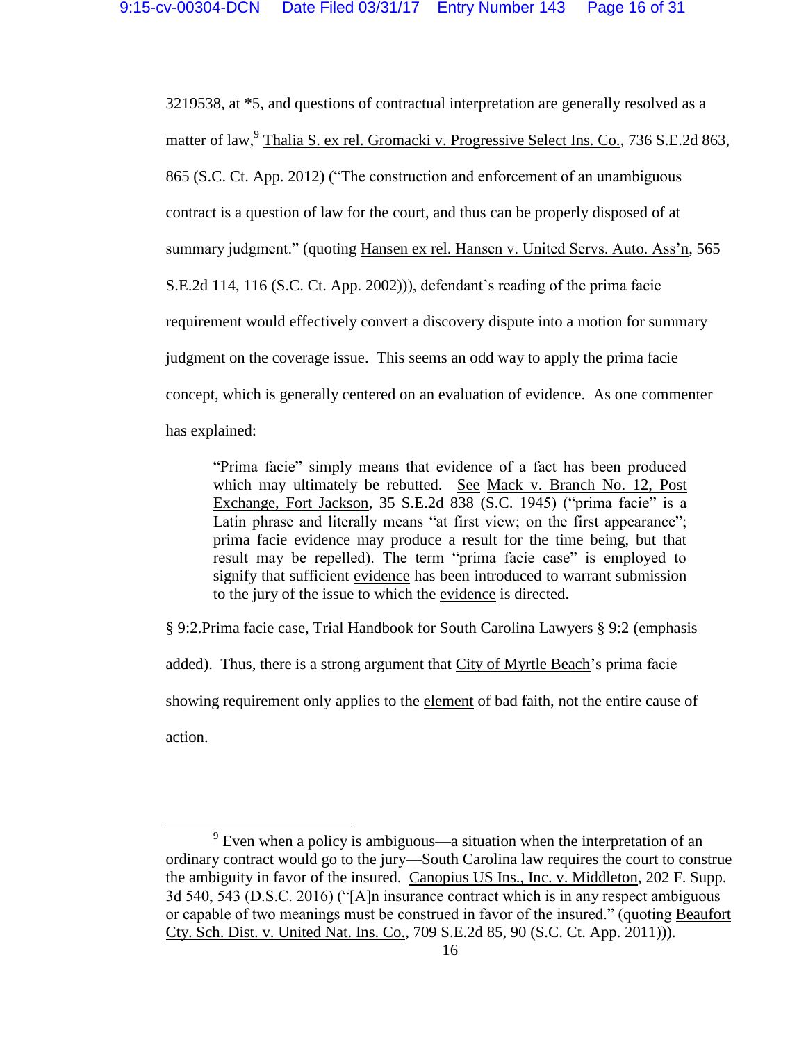3219538, at *5, and questions of contractual interpretation are generally resolved as a matter of law,[9] Thalia S. ex rel. Gromacki v. Progressive Select Ins. Co., 736 S.E.2d 863, 865 (S.C. Ct. App. 2012) ("The construction and enforcement of an unambiguous contract is a question of law for the court, and thus can be properly disposed of at summary judgment." (quoting Hansen ex rel. Hansen v. United Servs. Auto. Ass'n, 565 S.E.2d 114, 116 (S.C. Ct. App. 2002))), defendant's reading of the prima facie requirement would effectively convert a discovery dispute into a motion for summary judgment on the coverage issue. This seems an odd way to apply the prima facie concept, which is generally centered on an evaluation of evidence. As one commenter has explained:

> "Prima facie" simply means that evidence of a fact has been produced which may ultimately be rebutted. See Mack v. Branch No. 12, Post Exchange, Fort Jackson, 35 S.E.2d 838 (S.C. 1945) ("prima facie" is a Latin phrase and literally means "at first view; on the first appearance"; prima facie evidence may produce a result for the time being, but that result may be repelled). The term "prima facie case" is employed to signify that sufficient evidence has been introduced to warrant submission to the jury of the issue to which the evidence is directed.

§ 9:2.Prima facie case, Trial Handbook for South Carolina Lawyers § 9:2 (emphasis added). Thus, there is a strong argument that City of Myrtle Beach's prima facie showing requirement only applies to the element of bad faith, not the entire cause of action.

---

[9] Even when a policy is ambiguous—a situation when the interpretation of an ordinary contract would go to the jury—South Carolina law requires the court to construe the ambiguity in favor of the insured. Canopius US Ins., Inc. v. Middleton, 202 F. Supp. 3d 540, 543 (D.S.C. 2016) ("[A]n insurance contract which is in any respect ambiguous or capable of two meanings must be construed in favor of the insured." (quoting Beaufort Cty. Sch. Dist. v. United Nat. Ins. Co., 709 S.E.2d 85, 90 (S.C. Ct. App. 2011))).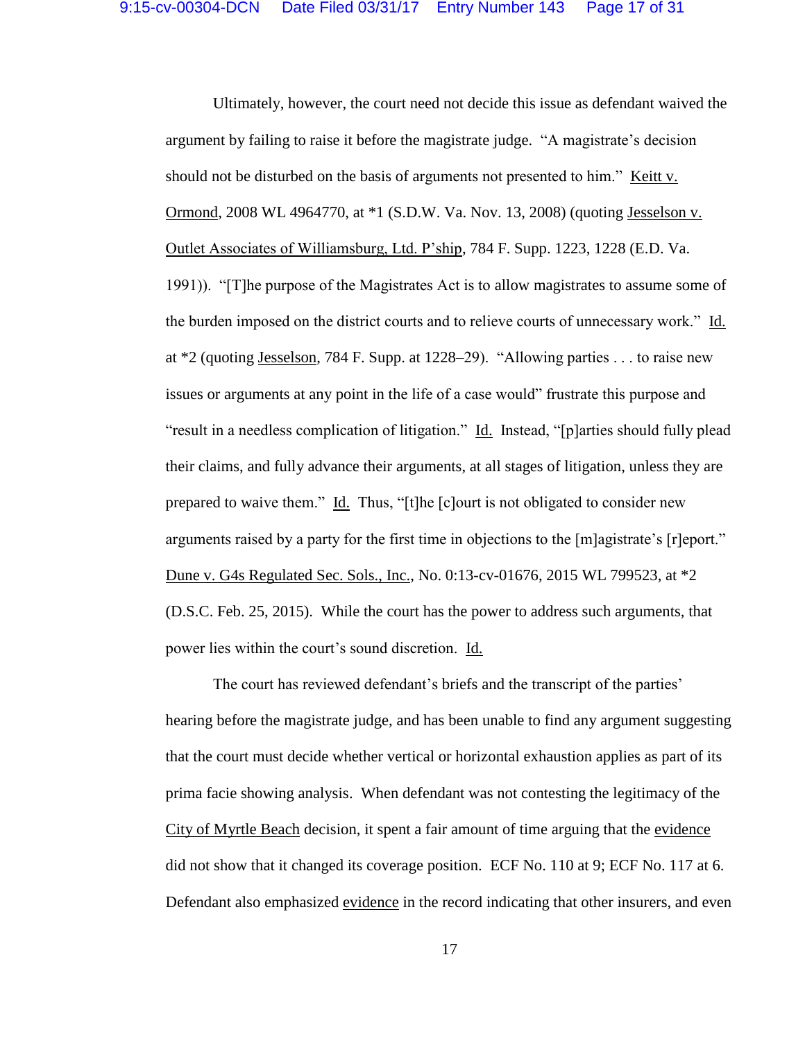Ultimately, however, the court need not decide this issue as defendant waived the argument by failing to raise it before the magistrate judge. "A magistrate's decision should not be disturbed on the basis of arguments not presented to him." Keitt v. Ormond, 2008 WL 4964770, at *1 (S.D.W. Va. Nov. 13, 2008) (quoting Jesselson v. Outlet Associates of Williamsburg, Ltd. P'ship, 784 F. Supp. 1223, 1228 (E.D. Va. 1991)). "[T]he purpose of the Magistrates Act is to allow magistrates to assume some of the burden imposed on the district courts and to relieve courts of unnecessary work." Id. at *2 (quoting Jesselson, 784 F. Supp. at 1228–29). "Allowing parties . . . to raise new issues or arguments at any point in the life of a case would" frustrate this purpose and "result in a needless complication of litigation." Id. Instead, "[p]arties should fully plead their claims, and fully advance their arguments, at all stages of litigation, unless they are prepared to waive them." Id. Thus, "[t]he [c]ourt is not obligated to consider new arguments raised by a party for the first time in objections to the [m]agistrate's [r]eport." Dune v. G4s Regulated Sec. Sols., Inc., No. 0:13-cv-01676, 2015 WL 799523, at *2 (D.S.C. Feb. 25, 2015). While the court has the power to address such arguments, that power lies within the court's sound discretion. Id.

The court has reviewed defendant's briefs and the transcript of the parties' hearing before the magistrate judge, and has been unable to find any argument suggesting that the court must decide whether vertical or horizontal exhaustion applies as part of its prima facie showing analysis. When defendant was not contesting the legitimacy of the City of Myrtle Beach decision, it spent a fair amount of time arguing that the evidence did not show that it changed its coverage position. ECF No. 110 at 9; ECF No. 117 at 6. Defendant also emphasized evidence in the record indicating that other insurers, and even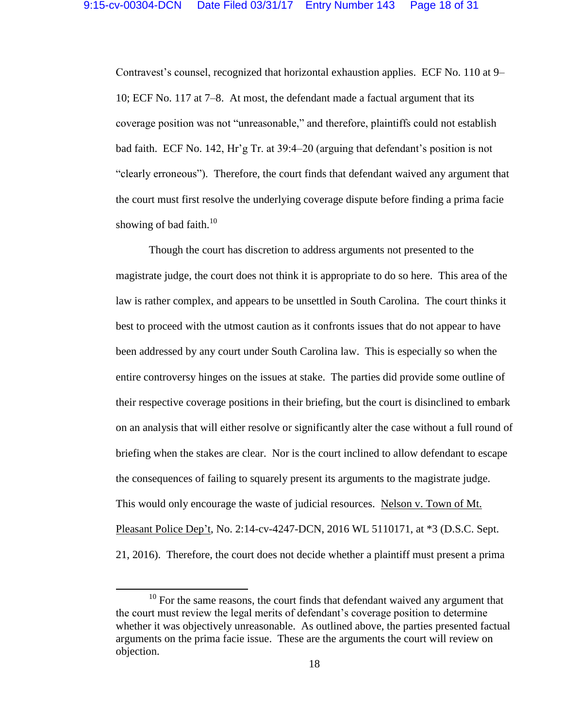Contravest's counsel, recognized that horizontal exhaustion applies. ECF No. 110 at 9–10; ECF No. 117 at 7–8. At most, the defendant made a factual argument that its coverage position was not "unreasonable," and therefore, plaintiffs could not establish bad faith. ECF No. 142, Hr'g Tr. at 39:4–20 (arguing that defendant's position is not "clearly erroneous"). Therefore, the court finds that defendant waived any argument that the court must first resolve the underlying coverage dispute before finding a prima facie showing of bad faith.[10]

Though the court has discretion to address arguments not presented to the magistrate judge, the court does not think it is appropriate to do so here. This area of the law is rather complex, and appears to be unsettled in South Carolina. The court thinks it best to proceed with the utmost caution as it confronts issues that do not appear to have been addressed by any court under South Carolina law. This is especially so when the entire controversy hinges on the issues at stake. The parties did provide some outline of their respective coverage positions in their briefing, but the court is disinclined to embark on an analysis that will either resolve or significantly alter the case without a full round of briefing when the stakes are clear. Nor is the court inclined to allow defendant to escape the consequences of failing to squarely present its arguments to the magistrate judge. This would only encourage the waste of judicial resources. Nelson v. Town of Mt. Pleasant Police Dep't, No. 2:14-cv-4247-DCN, 2016 WL 5110171, at *3 (D.S.C. Sept. 21, 2016). Therefore, the court does not decide whether a plaintiff must present a prima

---

[10] For the same reasons, the court finds that defendant waived any argument that the court must review the legal merits of defendant's coverage position to determine whether it was objectively unreasonable. As outlined above, the parties presented factual arguments on the prima facie issue. These are the arguments the court will review on objection.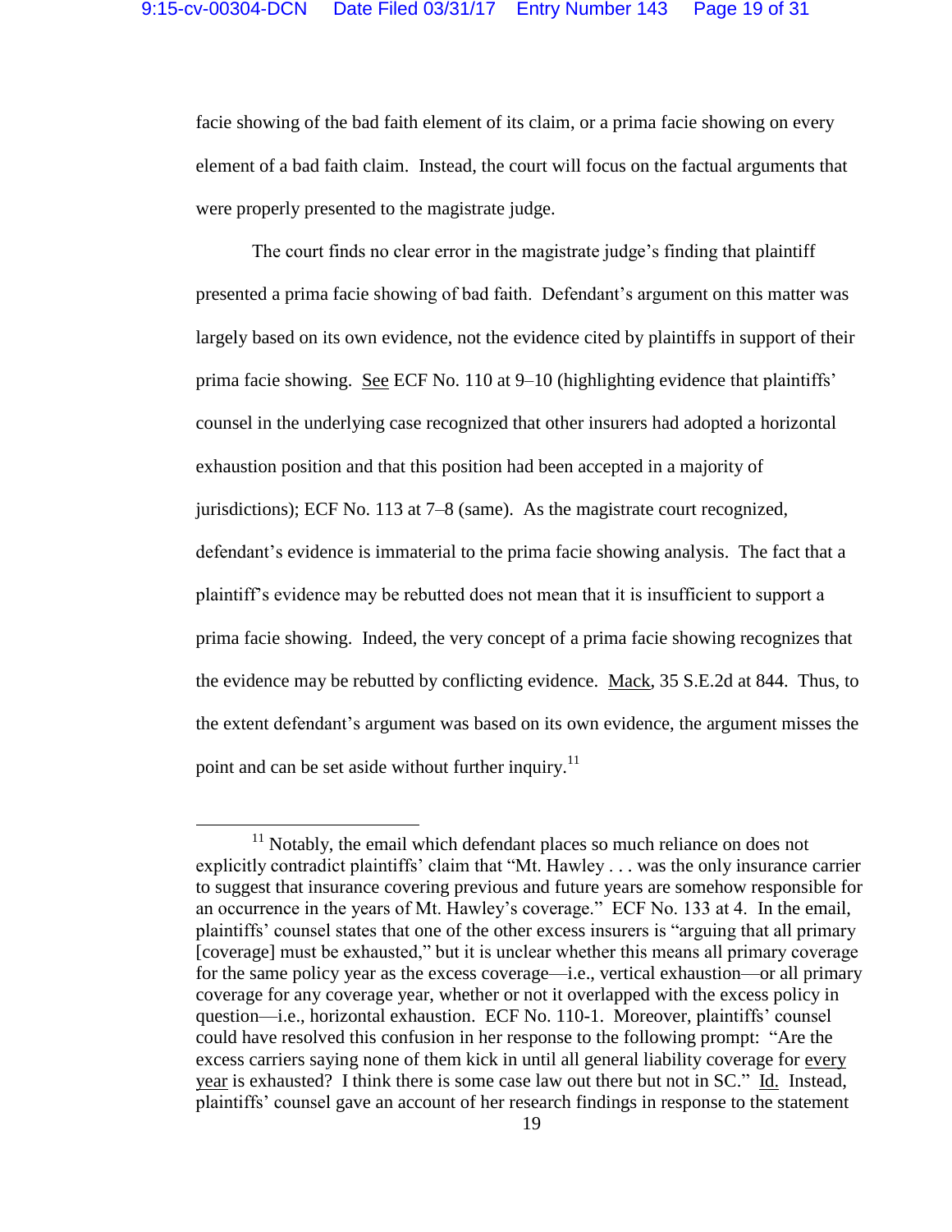facie showing of the bad faith element of its claim, or a prima facie showing on every element of a bad faith claim. Instead, the court will focus on the factual arguments that were properly presented to the magistrate judge.

The court finds no clear error in the magistrate judge's finding that plaintiff presented a prima facie showing of bad faith. Defendant's argument on this matter was largely based on its own evidence, not the evidence cited by plaintiffs in support of their prima facie showing. See ECF No. 110 at 9–10 (highlighting evidence that plaintiffs' counsel in the underlying case recognized that other insurers had adopted a horizontal exhaustion position and that this position had been accepted in a majority of jurisdictions); ECF No. 113 at 7–8 (same). As the magistrate court recognized, defendant's evidence is immaterial to the prima facie showing analysis. The fact that a plaintiff's evidence may be rebutted does not mean that it is insufficient to support a prima facie showing. Indeed, the very concept of a prima facie showing recognizes that the evidence may be rebutted by conflicting evidence. Mack, 35 S.E.2d at 844. Thus, to the extent defendant's argument was based on its own evidence, the argument misses the point and can be set aside without further inquiry.[11]

---

[11] Notably, the email which defendant places so much reliance on does not explicitly contradict plaintiffs' claim that "Mt. Hawley . . . was the only insurance carrier to suggest that insurance covering previous and future years are somehow responsible for an occurrence in the years of Mt. Hawley's coverage." ECF No. 133 at 4. In the email, plaintiffs' counsel states that one of the other excess insurers is "arguing that all primary [coverage] must be exhausted," but it is unclear whether this means all primary coverage for the same policy year as the excess coverage—i.e., vertical exhaustion—or all primary coverage for any coverage year, whether or not it overlapped with the excess policy in question—i.e., horizontal exhaustion. ECF No. 110-1. Moreover, plaintiffs' counsel could have resolved this confusion in her response to the following prompt: "Are the excess carriers saying none of them kick in until all general liability coverage for every year is exhausted? I think there is some case law out there but not in SC." Id. Instead, plaintiffs' counsel gave an account of her research findings in response to the statement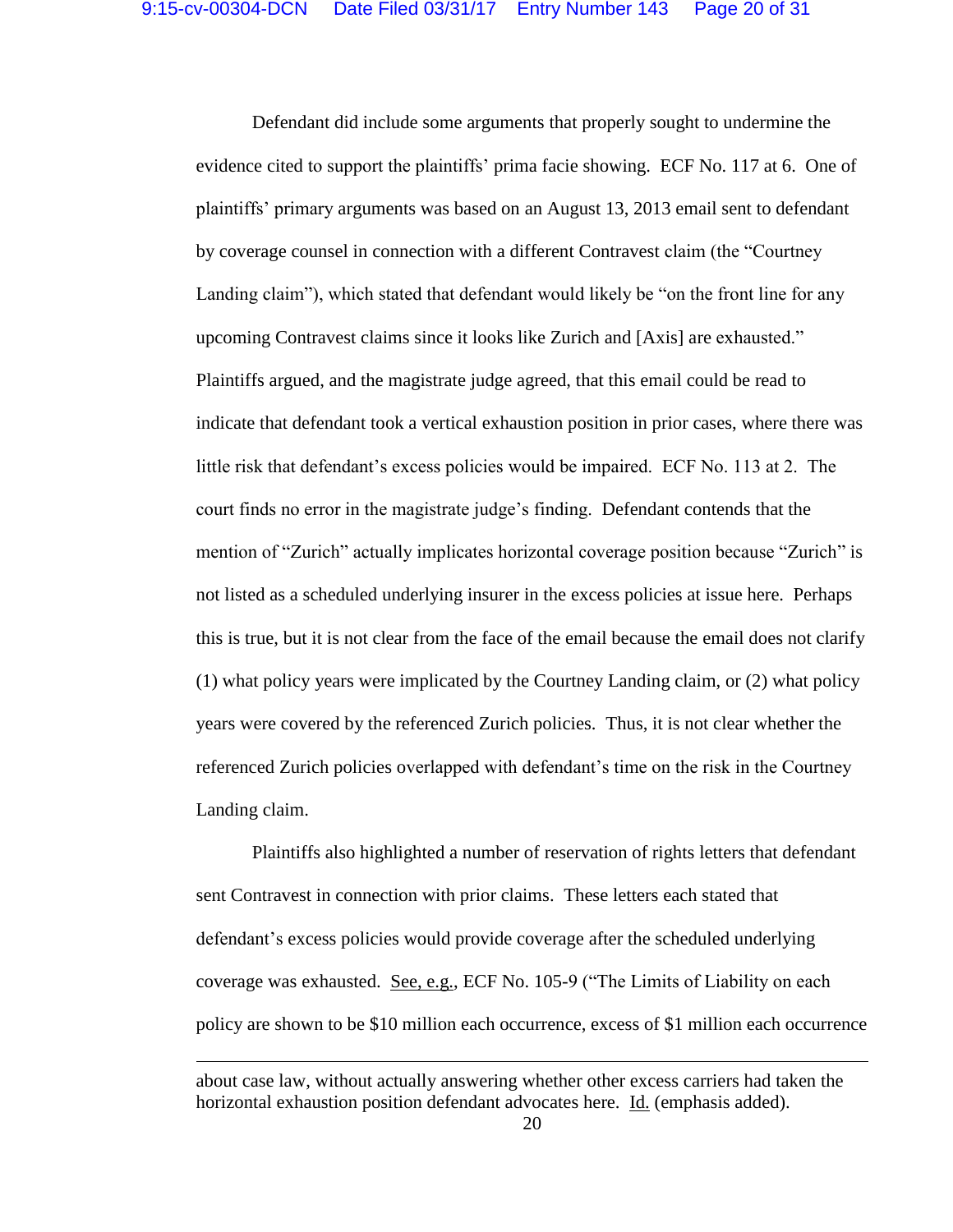Defendant did include some arguments that properly sought to undermine the evidence cited to support the plaintiffs' prima facie showing. ECF No. 117 at 6. One of plaintiffs' primary arguments was based on an August 13, 2013 email sent to defendant by coverage counsel in connection with a different Contravest claim (the "Courtney Landing claim"), which stated that defendant would likely be "on the front line for any upcoming Contravest claims since it looks like Zurich and [Axis] are exhausted." Plaintiffs argued, and the magistrate judge agreed, that this email could be read to indicate that defendant took a vertical exhaustion position in prior cases, where there was little risk that defendant's excess policies would be impaired. ECF No. 113 at 2. The court finds no error in the magistrate judge's finding. Defendant contends that the mention of "Zurich" actually implicates horizontal coverage position because "Zurich" is not listed as a scheduled underlying insurer in the excess policies at issue here. Perhaps this is true, but it is not clear from the face of the email because the email does not clarify (1) what policy years were implicated by the Courtney Landing claim, or (2) what policy years were covered by the referenced Zurich policies. Thus, it is not clear whether the referenced Zurich policies overlapped with defendant's time on the risk in the Courtney Landing claim.

Plaintiffs also highlighted a number of reservation of rights letters that defendant sent Contravest in connection with prior claims. These letters each stated that defendant's excess policies would provide coverage after the scheduled underlying coverage was exhausted. See, e.g., ECF No. 105-9 ("The Limits of Liability on each policy are shown to be $10 million each occurrence, excess of $1 million each occurrence

---

about case law, without actually answering whether other excess carriers had taken the horizontal exhaustion position defendant advocates here. Id. (emphasis added).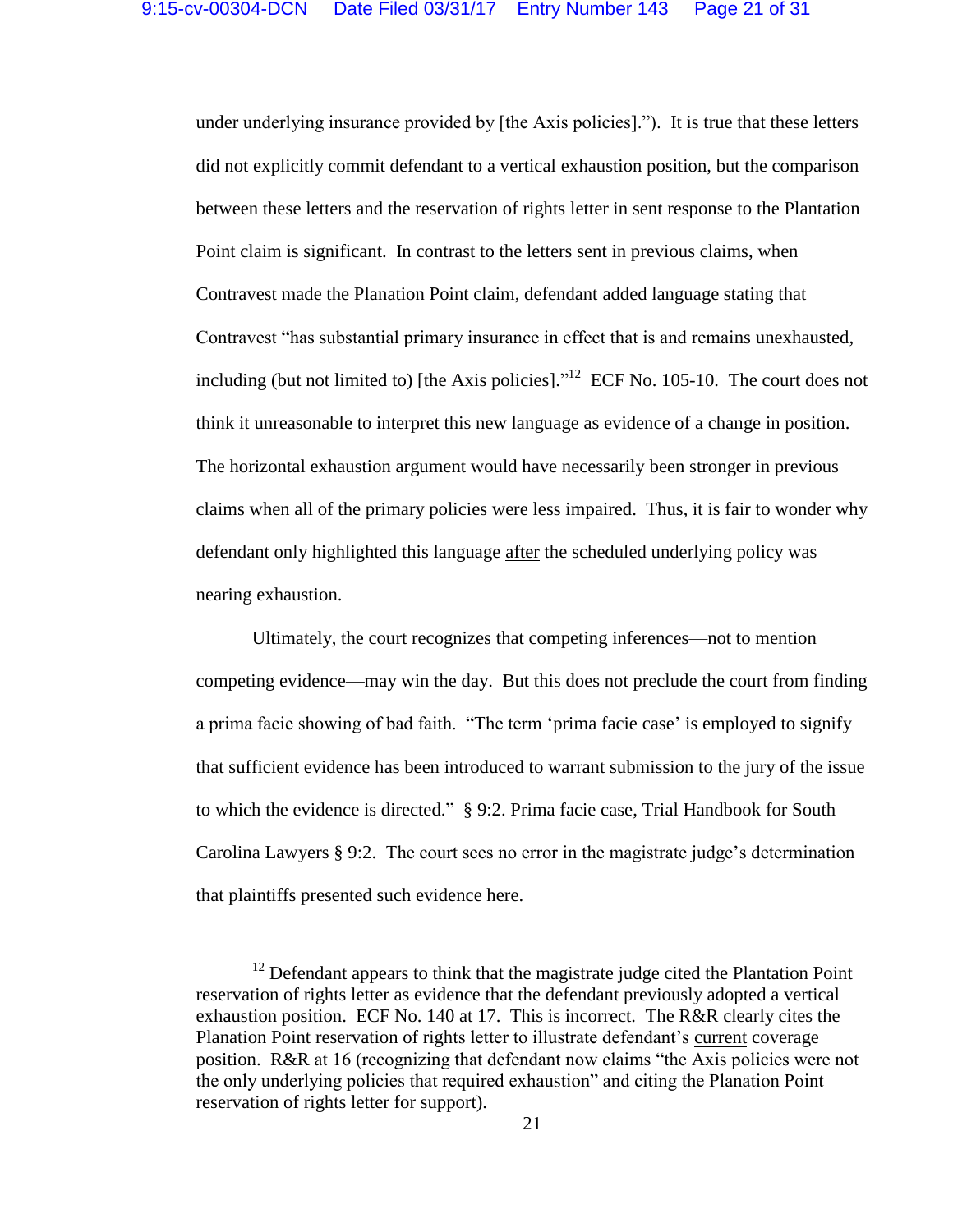under underlying insurance provided by [the Axis policies].”). It is true that these letters did not explicitly commit defendant to a vertical exhaustion position, but the comparison between these letters and the reservation of rights letter in sent response to the Plantation Point claim is significant. In contrast to the letters sent in previous claims, when Contravest made the Planation Point claim, defendant added language stating that Contravest “has substantial primary insurance in effect that is and remains unexhausted, including (but not limited to) [the Axis policies].”[12] ECF No. 105-10. The court does not think it unreasonable to interpret this new language as evidence of a change in position. The horizontal exhaustion argument would have necessarily been stronger in previous claims when all of the primary policies were less impaired. Thus, it is fair to wonder why defendant only highlighted this language after the scheduled underlying policy was nearing exhaustion.

Ultimately, the court recognizes that competing inferences—not to mention competing evidence—may win the day. But this does not preclude the court from finding a prima facie showing of bad faith. “The term ‘prima facie case’ is employed to signify that sufficient evidence has been introduced to warrant submission to the jury of the issue to which the evidence is directed.” § 9:2. Prima facie case, Trial Handbook for South Carolina Lawyers § 9:2. The court sees no error in the magistrate judge’s determination that plaintiffs presented such evidence here.

---

[12] Defendant appears to think that the magistrate judge cited the Plantation Point reservation of rights letter as evidence that the defendant previously adopted a vertical exhaustion position. ECF No. 140 at 17. This is incorrect. The R&R clearly cites the Planation Point reservation of rights letter to illustrate defendant’s current coverage position. R&R at 16 (recognizing that defendant now claims “the Axis policies were not the only underlying policies that required exhaustion” and citing the Planation Point reservation of rights letter for support).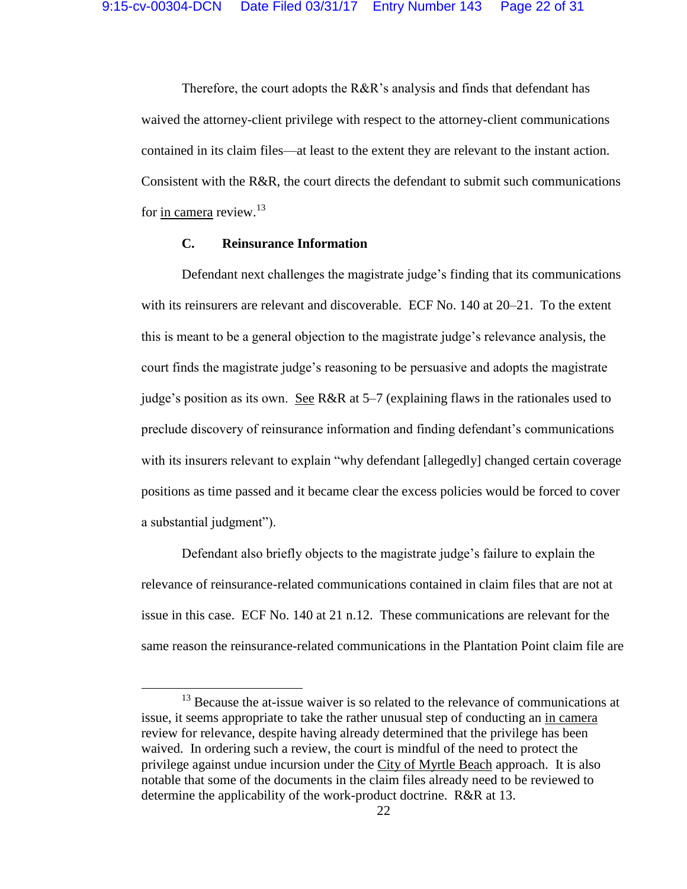Therefore, the court adopts the R&R's analysis and finds that defendant has waived the attorney-client privilege with respect to the attorney-client communications contained in its claim files—at least to the extent they are relevant to the instant action. Consistent with the R&R, the court directs the defendant to submit such communications for in camera review.[13]

### C. Reinsurance Information

Defendant next challenges the magistrate judge's finding that its communications with its reinsurers are relevant and discoverable. ECF No. 140 at 20–21. To the extent this is meant to be a general objection to the magistrate judge's relevance analysis, the court finds the magistrate judge's reasoning to be persuasive and adopts the magistrate judge's position as its own. See R&R at 5–7 (explaining flaws in the rationales used to preclude discovery of reinsurance information and finding defendant's communications with its insurers relevant to explain "why defendant [allegedly] changed certain coverage positions as time passed and it became clear the excess policies would be forced to cover a substantial judgment").

Defendant also briefly objects to the magistrate judge's failure to explain the relevance of reinsurance-related communications contained in claim files that are not at issue in this case. ECF No. 140 at 21 n.12. These communications are relevant for the same reason the reinsurance-related communications in the Plantation Point claim file are

---

[13] Because the at-issue waiver is so related to the relevance of communications at issue, it seems appropriate to take the rather unusual step of conducting an in camera review for relevance, despite having already determined that the privilege has been waived. In ordering such a review, the court is mindful of the need to protect the privilege against undue incursion under the City of Myrtle Beach approach. It is also notable that some of the documents in the claim files already need to be reviewed to determine the applicability of the work-product doctrine. R&R at 13.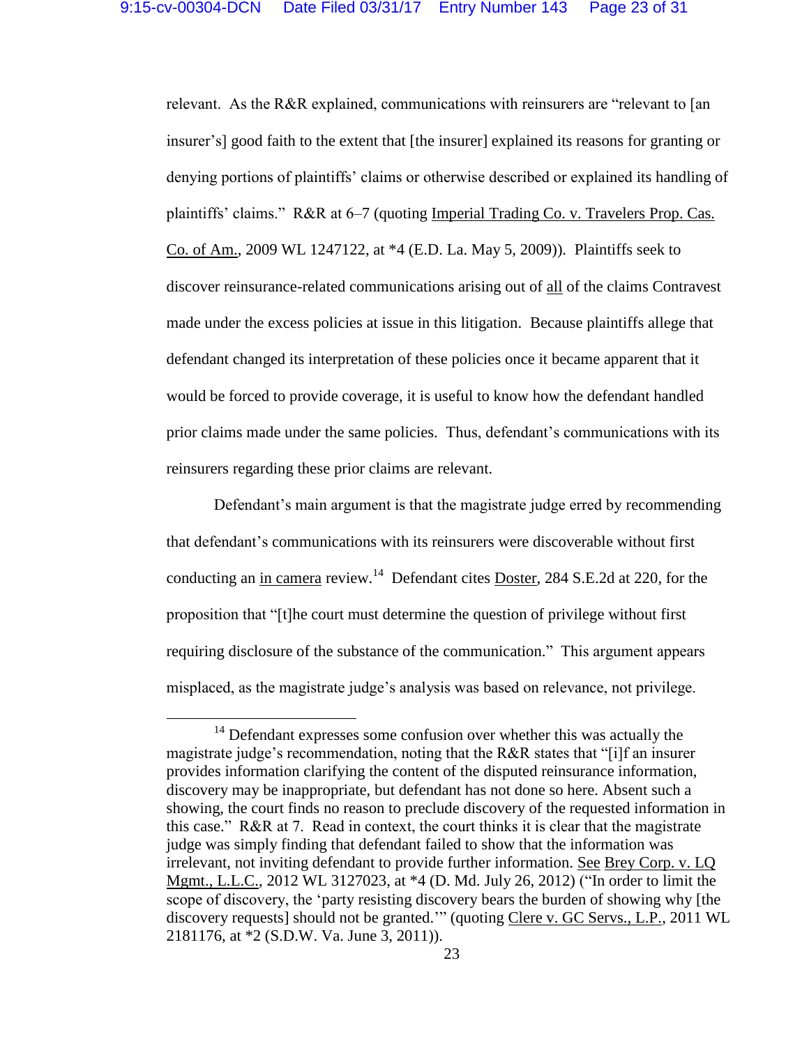relevant. As the R&R explained, communications with reinsurers are "relevant to [an insurer's] good faith to the extent that [the insurer] explained its reasons for granting or denying portions of plaintiffs' claims or otherwise described or explained its handling of plaintiffs' claims." R&R at 6–7 (quoting Imperial Trading Co. v. Travelers Prop. Cas. Co. of Am., 2009 WL 1247122, at *4 (E.D. La. May 5, 2009)). Plaintiffs seek to discover reinsurance-related communications arising out of all of the claims Contravest made under the excess policies at issue in this litigation. Because plaintiffs allege that defendant changed its interpretation of these policies once it became apparent that it would be forced to provide coverage, it is useful to know how the defendant handled prior claims made under the same policies. Thus, defendant's communications with its reinsurers regarding these prior claims are relevant.

Defendant's main argument is that the magistrate judge erred by recommending that defendant's communications with its reinsurers were discoverable without first conducting an in camera review.[14] Defendant cites Doster, 284 S.E.2d at 220, for the proposition that "[t]he court must determine the question of privilege without first requiring disclosure of the substance of the communication." This argument appears misplaced, as the magistrate judge's analysis was based on relevance, not privilege.

---

[14] Defendant expresses some confusion over whether this was actually the magistrate judge's recommendation, noting that the R&R states that "[i]f an insurer provides information clarifying the content of the disputed reinsurance information, discovery may be inappropriate, but defendant has not done so here. Absent such a showing, the court finds no reason to preclude discovery of the requested information in this case." R&R at 7. Read in context, the court thinks it is clear that the magistrate judge was simply finding that defendant failed to show that the information was irrelevant, not inviting defendant to provide further information. See Brey Corp. v. LQ Mgmt., L.L.C., 2012 WL 3127023, at *4 (D. Md. July 26, 2012) ("In order to limit the scope of discovery, the 'party resisting discovery bears the burden of showing why [the discovery requests] should not be granted.'" (quoting Clere v. GC Servs., L.P., 2011 WL 2181176, at *2 (S.D.W. Va. June 3, 2011)).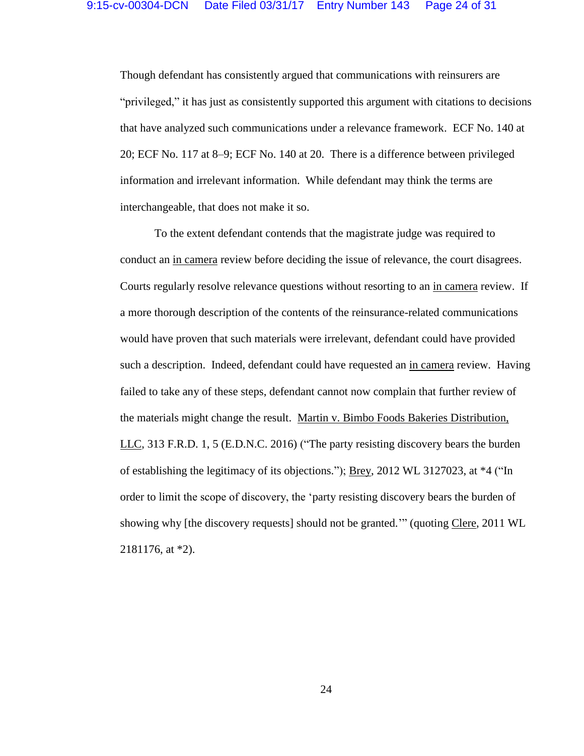Though defendant has consistently argued that communications with reinsurers are "privileged," it has just as consistently supported this argument with citations to decisions that have analyzed such communications under a relevance framework. ECF No. 140 at 20; ECF No. 117 at 8–9; ECF No. 140 at 20. There is a difference between privileged information and irrelevant information. While defendant may think the terms are interchangeable, that does not make it so.

To the extent defendant contends that the magistrate judge was required to conduct an _in camera_ review before deciding the issue of relevance, the court disagrees. Courts regularly resolve relevance questions without resorting to an _in camera_ review. If a more thorough description of the contents of the reinsurance-related communications would have proven that such materials were irrelevant, defendant could have provided such a description. Indeed, defendant could have requested an _in camera_ review. Having failed to take any of these steps, defendant cannot now complain that further review of the materials might change the result. _Martin v. Bimbo Foods Bakeries Distribution, LLC_, 313 F.R.D. 1, 5 (E.D.N.C. 2016) ("The party resisting discovery bears the burden of establishing the legitimacy of its objections."); _Brey_, 2012 WL 3127023, at *4 ("In order to limit the scope of discovery, the 'party resisting discovery bears the burden of showing why [the discovery requests] should not be granted.'" (quoting _Clere_, 2011 WL 2181176, at *2).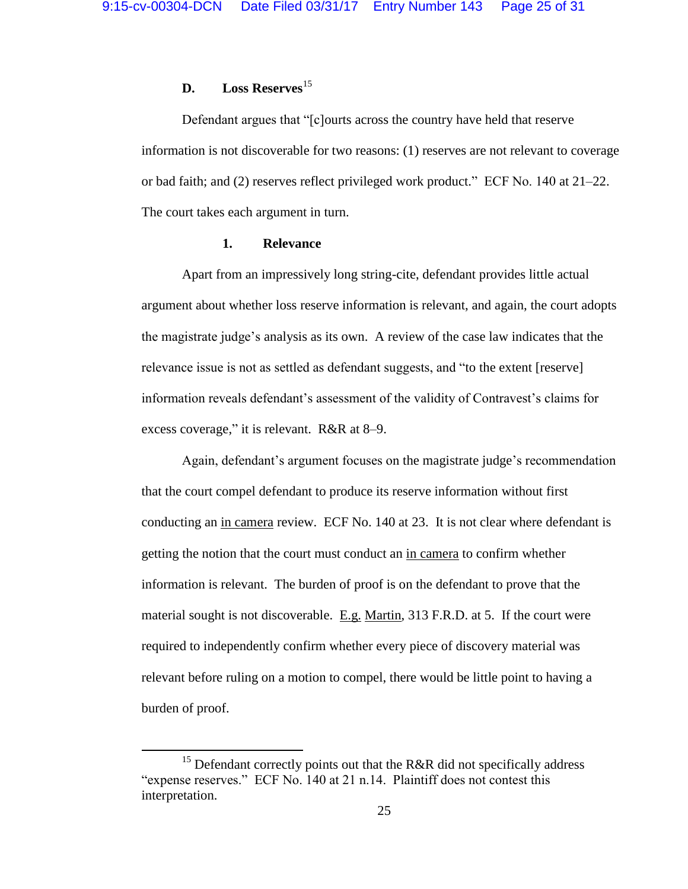### D. Loss Reserves[15]

Defendant argues that "[c]ourts across the country have held that reserve information is not discoverable for two reasons: (1) reserves are not relevant to coverage or bad faith; and (2) reserves reflect privileged work product." ECF No. 140 at 21–22. The court takes each argument in turn.

#### 1. Relevance

Apart from an impressively long string-cite, defendant provides little actual argument about whether loss reserve information is relevant, and again, the court adopts the magistrate judge's analysis as its own. A review of the case law indicates that the relevance issue is not as settled as defendant suggests, and "to the extent [reserve] information reveals defendant's assessment of the validity of Contravest's claims for excess coverage," it is relevant. R&R at 8–9.

Again, defendant's argument focuses on the magistrate judge's recommendation that the court compel defendant to produce its reserve information without first conducting an in camera review. ECF No. 140 at 23. It is not clear where defendant is getting the notion that the court must conduct an in camera to confirm whether information is relevant. The burden of proof is on the defendant to prove that the material sought is not discoverable. E.g. Martin, 313 F.R.D. at 5. If the court were required to independently confirm whether every piece of discovery material was relevant before ruling on a motion to compel, there would be little point to having a burden of proof.

---

[15] Defendant correctly points out that the R&R did not specifically address "expense reserves." ECF No. 140 at 21 n.14. Plaintiff does not contest this interpretation.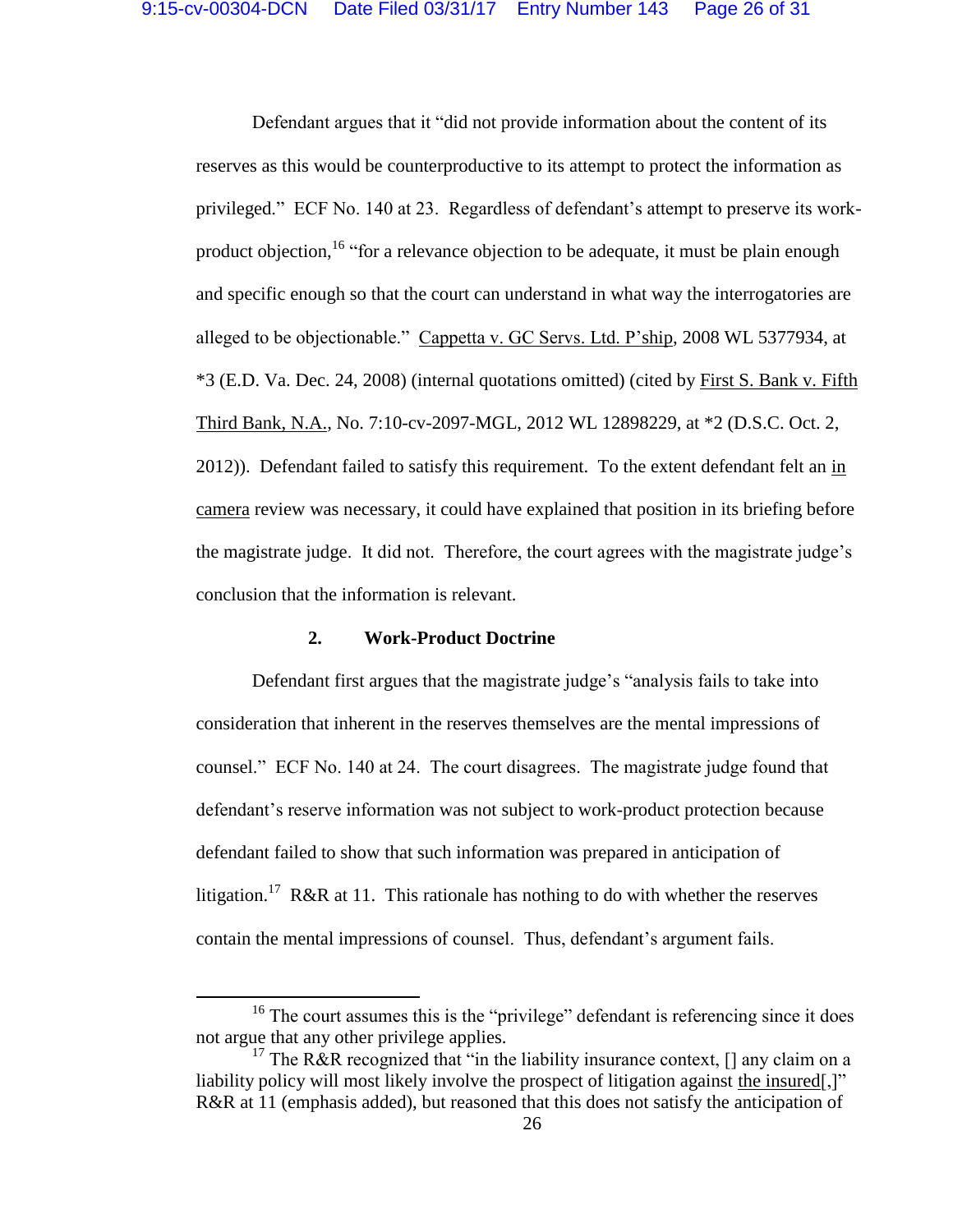Defendant argues that it "did not provide information about the content of its reserves as this would be counterproductive to its attempt to protect the information as privileged." ECF No. 140 at 23. Regardless of defendant's attempt to preserve its work-product objection,[16] "for a relevance objection to be adequate, it must be plain enough and specific enough so that the court can understand in what way the interrogatories are alleged to be objectionable." Cappetta v. GC Servs. Ltd. P'ship, 2008 WL 5377934, at *3 (E.D. Va. Dec. 24, 2008) (internal quotations omitted) (cited by First S. Bank v. Fifth Third Bank, N.A., No. 7:10-cv-2097-MGL, 2012 WL 12898229, at *2 (D.S.C. Oct. 2, 2012)). Defendant failed to satisfy this requirement. To the extent defendant felt an in camera review was necessary, it could have explained that position in its briefing before the magistrate judge. It did not. Therefore, the court agrees with the magistrate judge's conclusion that the information is relevant.

### 2. Work-Product Doctrine

Defendant first argues that the magistrate judge's "analysis fails to take into consideration that inherent in the reserves themselves are the mental impressions of counsel." ECF No. 140 at 24. The court disagrees. The magistrate judge found that defendant's reserve information was not subject to work-product protection because defendant failed to show that such information was prepared in anticipation of litigation.[17] R&R at 11. This rationale has nothing to do with whether the reserves contain the mental impressions of counsel. Thus, defendant's argument fails.

---

[16] The court assumes this is the "privilege" defendant is referencing since it does not argue that any other privilege applies.

[17] The R&R recognized that "in the liability insurance context, [] any claim on a liability policy will most likely involve the prospect of litigation against the insured[,]" R&R at 11 (emphasis added), but reasoned that this does not satisfy the anticipation of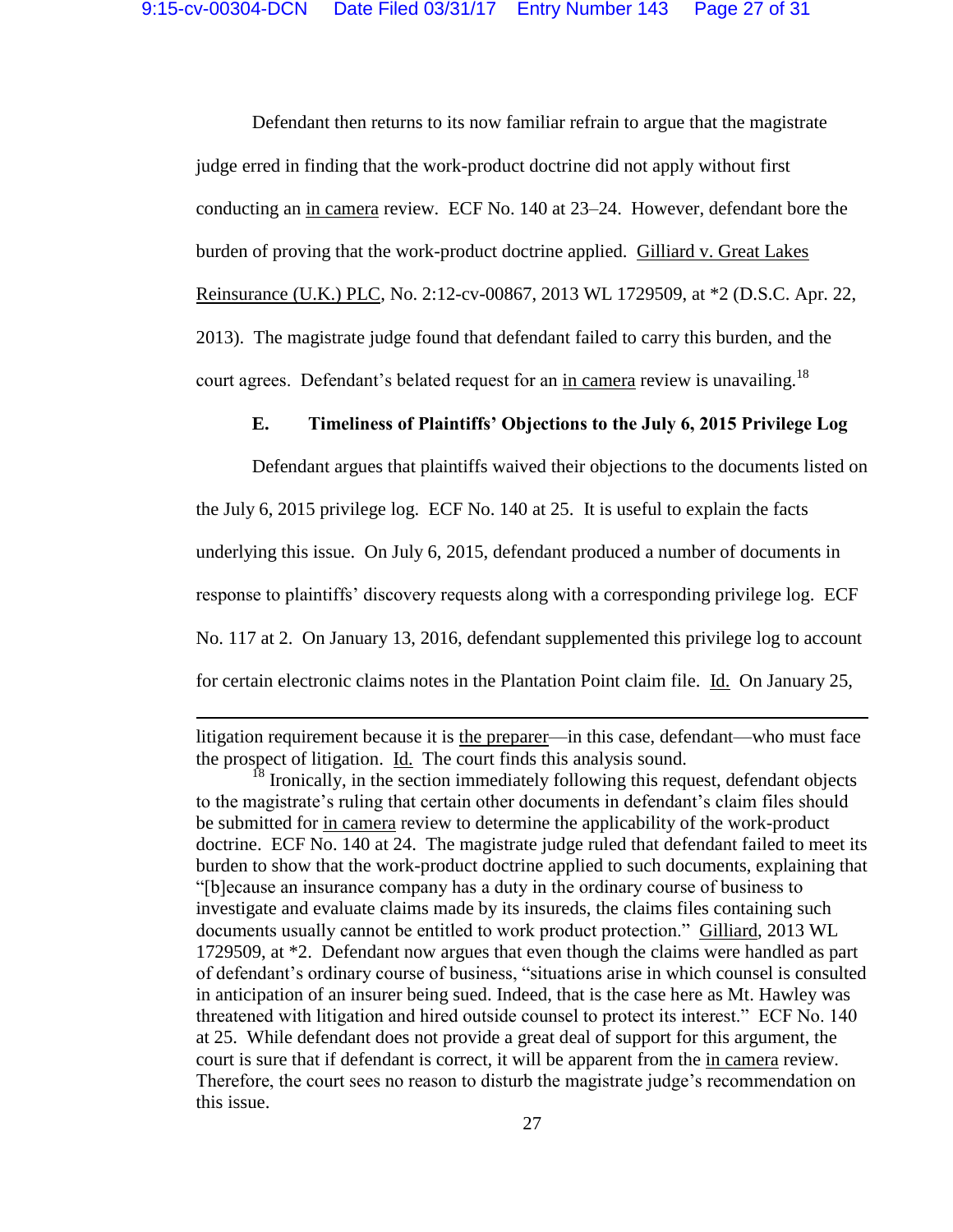Defendant then returns to its now familiar refrain to argue that the magistrate judge erred in finding that the work-product doctrine did not apply without first conducting an in camera review. ECF No. 140 at 23–24. However, defendant bore the burden of proving that the work-product doctrine applied. Gilliard v. Great Lakes Reinsurance (U.K.) PLC, No. 2:12-cv-00867, 2013 WL 1729509, at *2 (D.S.C. Apr. 22, 2013). The magistrate judge found that defendant failed to carry this burden, and the court agrees. Defendant's belated request for an in camera review is unavailing.[18]

### E. Timeliness of Plaintiffs' Objections to the July 6, 2015 Privilege Log

Defendant argues that plaintiffs waived their objections to the documents listed on the July 6, 2015 privilege log. ECF No. 140 at 25. It is useful to explain the facts underlying this issue. On July 6, 2015, defendant produced a number of documents in response to plaintiffs' discovery requests along with a corresponding privilege log. ECF No. 117 at 2. On January 13, 2016, defendant supplemented this privilege log to account for certain electronic claims notes in the Plantation Point claim file. Id. On January 25,

---

litigation requirement because it is the preparer—in this case, defendant—who must face the prospect of litigation. Id. The court finds this analysis sound.

[18] Ironically, in the section immediately following this request, defendant objects to the magistrate's ruling that certain other documents in defendant's claim files should be submitted for in camera review to determine the applicability of the work-product doctrine. ECF No. 140 at 24. The magistrate judge ruled that defendant failed to meet its burden to show that the work-product doctrine applied to such documents, explaining that "[b]ecause an insurance company has a duty in the ordinary course of business to investigate and evaluate claims made by its insureds, the claims files containing such documents usually cannot be entitled to work product protection." Gilliard, 2013 WL 1729509, at *2. Defendant now argues that even though the claims were handled as part of defendant's ordinary course of business, "situations arise in which counsel is consulted in anticipation of an insurer being sued. Indeed, that is the case here as Mt. Hawley was threatened with litigation and hired outside counsel to protect its interest." ECF No. 140 at 25. While defendant does not provide a great deal of support for this argument, the court is sure that if defendant is correct, it will be apparent from the in camera review. Therefore, the court sees no reason to disturb the magistrate judge's recommendation on this issue.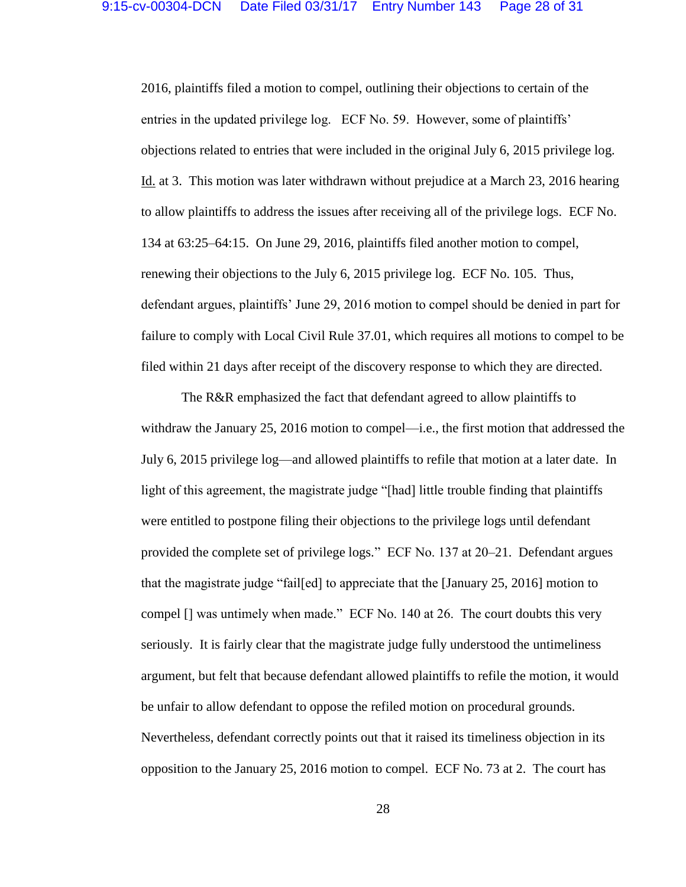2016, plaintiffs filed a motion to compel, outlining their objections to certain of the entries in the updated privilege log. ECF No. 59. However, some of plaintiffs' objections related to entries that were included in the original July 6, 2015 privilege log. Id. at 3. This motion was later withdrawn without prejudice at a March 23, 2016 hearing to allow plaintiffs to address the issues after receiving all of the privilege logs. ECF No. 134 at 63:25–64:15. On June 29, 2016, plaintiffs filed another motion to compel, renewing their objections to the July 6, 2015 privilege log. ECF No. 105. Thus, defendant argues, plaintiffs' June 29, 2016 motion to compel should be denied in part for failure to comply with Local Civil Rule 37.01, which requires all motions to compel to be filed within 21 days after receipt of the discovery response to which they are directed.

The R&R emphasized the fact that defendant agreed to allow plaintiffs to withdraw the January 25, 2016 motion to compel—i.e., the first motion that addressed the July 6, 2015 privilege log—and allowed plaintiffs to refile that motion at a later date. In light of this agreement, the magistrate judge "[had] little trouble finding that plaintiffs were entitled to postpone filing their objections to the privilege logs until defendant provided the complete set of privilege logs." ECF No. 137 at 20–21. Defendant argues that the magistrate judge "fail[ed] to appreciate that the [January 25, 2016] motion to compel [] was untimely when made." ECF No. 140 at 26. The court doubts this very seriously. It is fairly clear that the magistrate judge fully understood the untimeliness argument, but felt that because defendant allowed plaintiffs to refile the motion, it would be unfair to allow defendant to oppose the refiled motion on procedural grounds. Nevertheless, defendant correctly points out that it raised its timeliness objection in its opposition to the January 25, 2016 motion to compel. ECF No. 73 at 2. The court has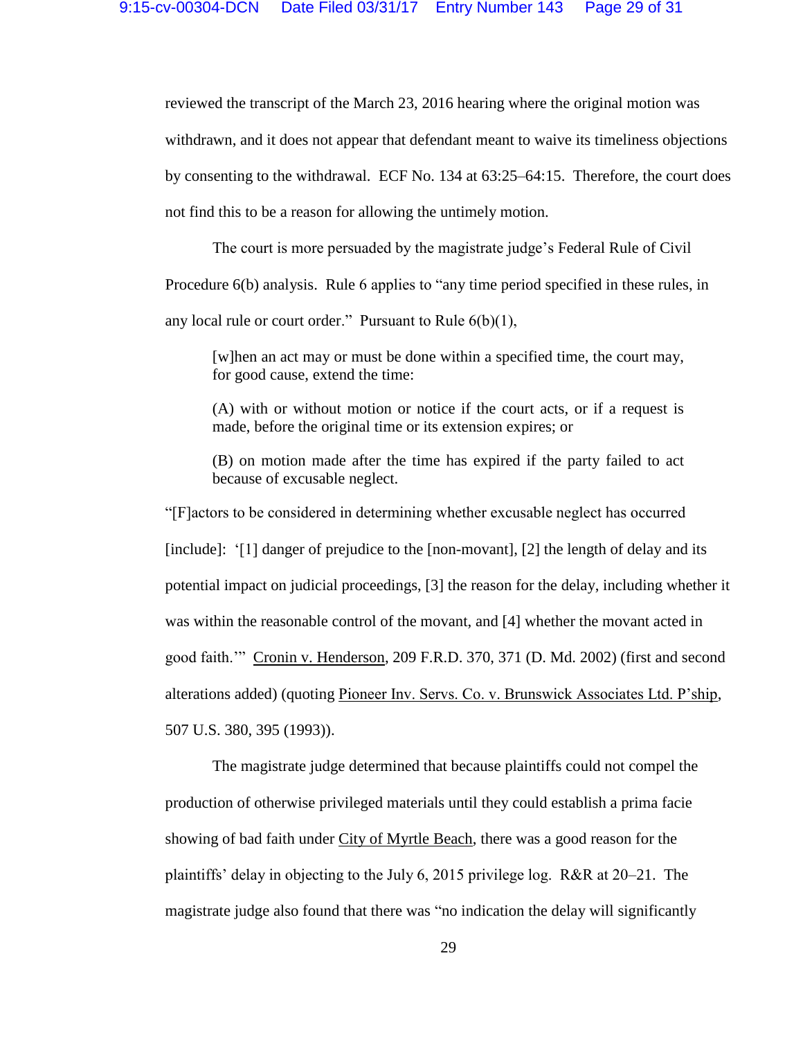reviewed the transcript of the March 23, 2016 hearing where the original motion was withdrawn, and it does not appear that defendant meant to waive its timeliness objections by consenting to the withdrawal. ECF No. 134 at 63:25–64:15. Therefore, the court does not find this to be a reason for allowing the untimely motion.

The court is more persuaded by the magistrate judge's Federal Rule of Civil Procedure 6(b) analysis. Rule 6 applies to "any time period specified in these rules, in any local rule or court order." Pursuant to Rule 6(b)(1),

> [w]hen an act may or must be done within a specified time, the court may, for good cause, extend the time:
>
> (A) with or without motion or notice if the court acts, or if a request is made, before the original time or its extension expires; or
>
> (B) on motion made after the time has expired if the party failed to act because of excusable neglect.

"[F]actors to be considered in determining whether excusable neglect has occurred [include]: '[1] danger of prejudice to the [non-movant], [2] the length of delay and its potential impact on judicial proceedings, [3] the reason for the delay, including whether it was within the reasonable control of the movant, and [4] whether the movant acted in good faith.'" Cronin v. Henderson, 209 F.R.D. 370, 371 (D. Md. 2002) (first and second alterations added) (quoting Pioneer Inv. Servs. Co. v. Brunswick Associates Ltd. P'ship, 507 U.S. 380, 395 (1993)).

The magistrate judge determined that because plaintiffs could not compel the production of otherwise privileged materials until they could establish a prima facie showing of bad faith under City of Myrtle Beach, there was a good reason for the plaintiffs' delay in objecting to the July 6, 2015 privilege log. R&R at 20–21. The magistrate judge also found that there was "no indication the delay will significantly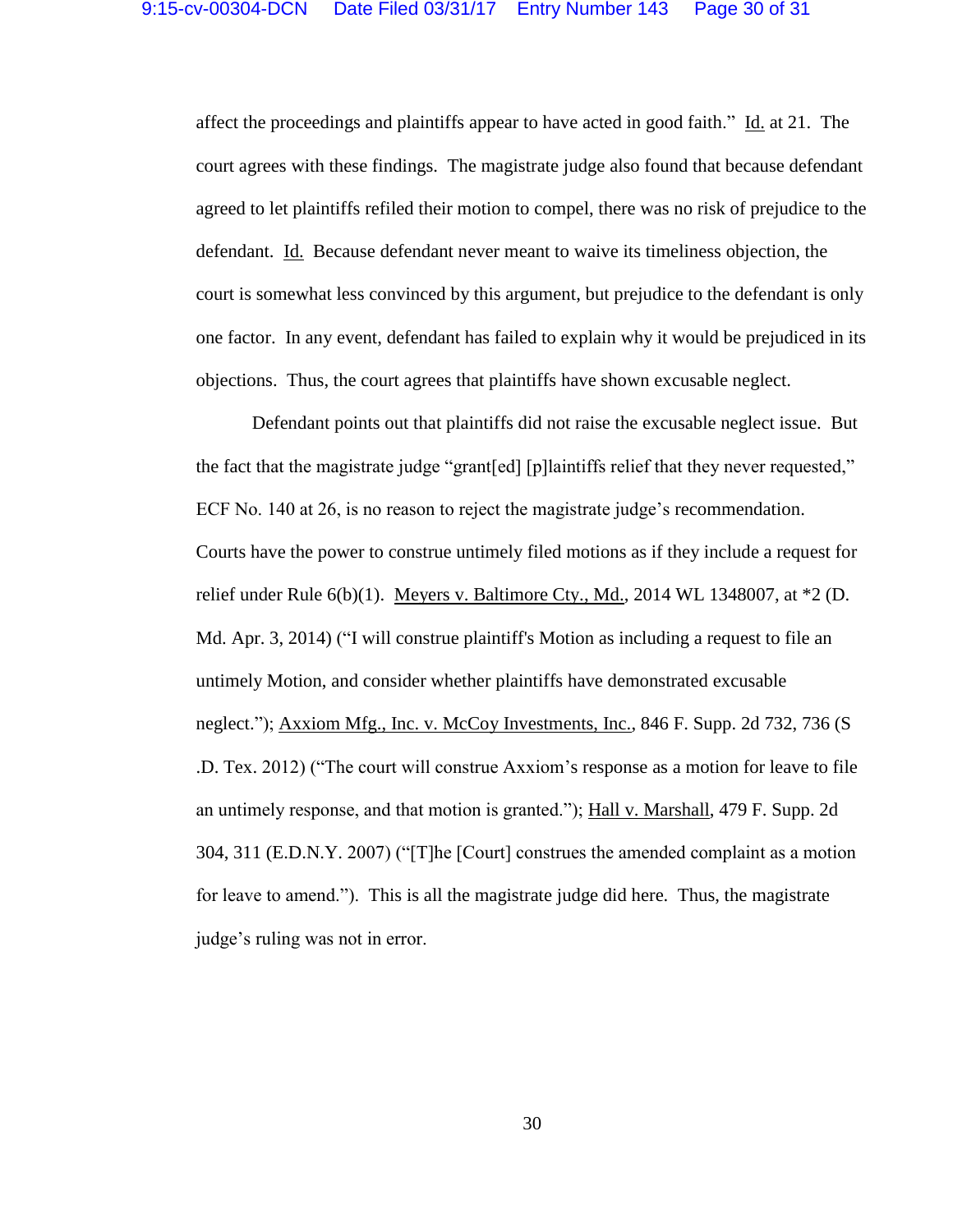affect the proceedings and plaintiffs appear to have acted in good faith." Id. at 21. The court agrees with these findings. The magistrate judge also found that because defendant agreed to let plaintiffs refiled their motion to compel, there was no risk of prejudice to the defendant. Id. Because defendant never meant to waive its timeliness objection, the court is somewhat less convinced by this argument, but prejudice to the defendant is only one factor. In any event, defendant has failed to explain why it would be prejudiced in its objections. Thus, the court agrees that plaintiffs have shown excusable neglect.

Defendant points out that plaintiffs did not raise the excusable neglect issue. But the fact that the magistrate judge "grant[ed] [p]laintiffs relief that they never requested," ECF No. 140 at 26, is no reason to reject the magistrate judge's recommendation. Courts have the power to construe untimely filed motions as if they include a request for relief under Rule 6(b)(1). Meyers v. Baltimore Cty., Md., 2014 WL 1348007, at *2 (D. Md. Apr. 3, 2014) ("I will construe plaintiff's Motion as including a request to file an untimely Motion, and consider whether plaintiffs have demonstrated excusable neglect."); Axxiom Mfg., Inc. v. McCoy Investments, Inc., 846 F. Supp. 2d 732, 736 (S .D. Tex. 2012) ("The court will construe Axxiom's response as a motion for leave to file an untimely response, and that motion is granted."); Hall v. Marshall, 479 F. Supp. 2d 304, 311 (E.D.N.Y. 2007) ("[T]he [Court] construes the amended complaint as a motion for leave to amend."). This is all the magistrate judge did here. Thus, the magistrate judge's ruling was not in error.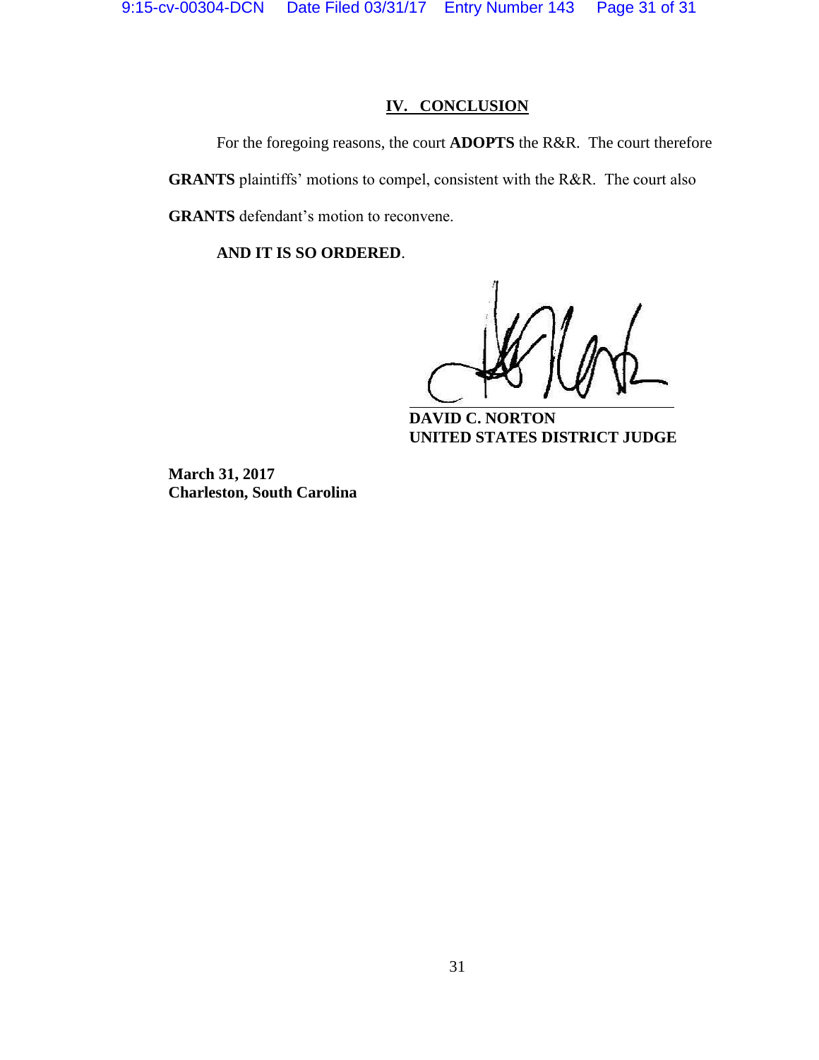## IV. CONCLUSION

For the foregoing reasons, the court **ADOPTS** the R&R. The court therefore **GRANTS** plaintiffs' motions to compel, consistent with the R&R. The court also **GRANTS** defendant's motion to reconvene.

**AND IT IS SO ORDERED**.

**DAVID C. NORTON**
**UNITED STATES DISTRICT JUDGE**

**March 31, 2017**
**Charleston, South Carolina**